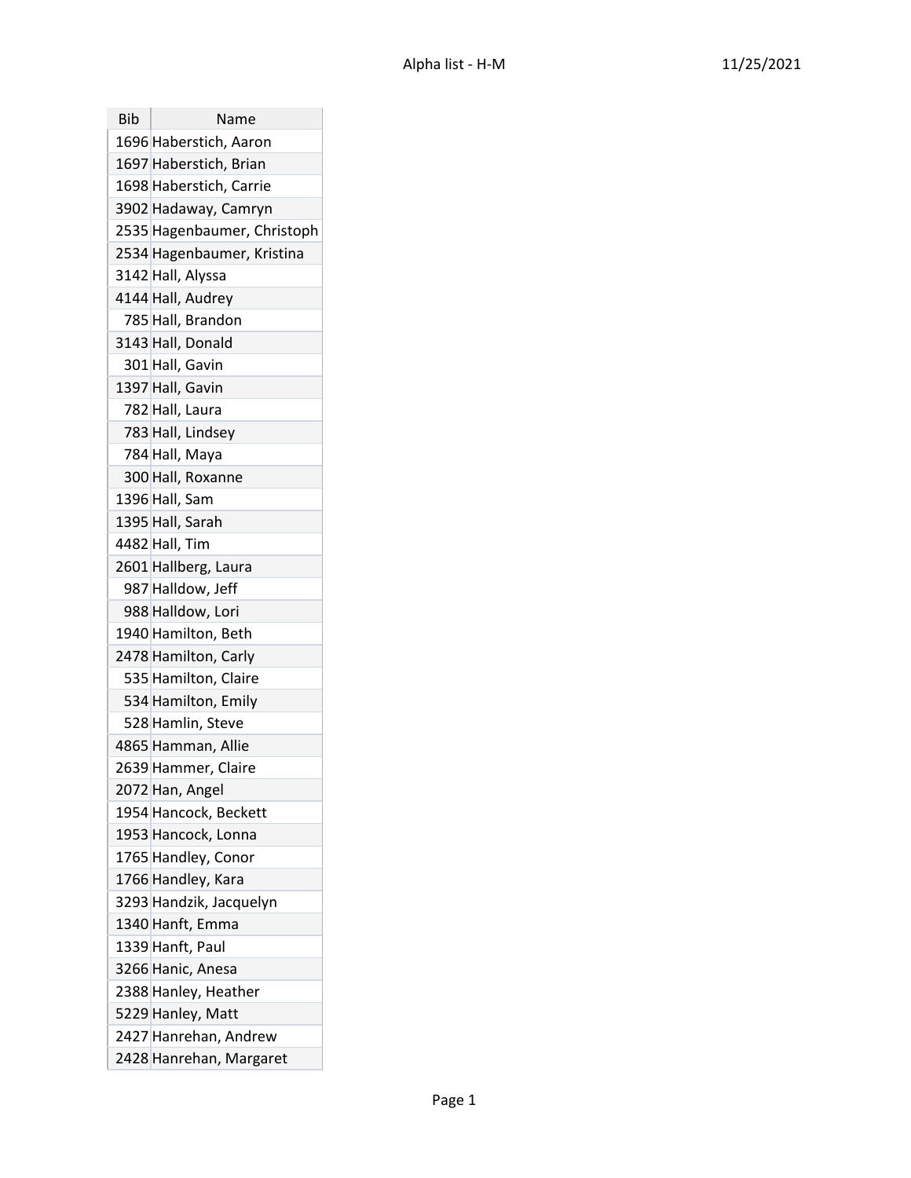# Alpha list - H-M

11/25/2021

| Bib | Name |
|---|---|
| 1696 | Haberstich, Aaron |
| 1697 | Haberstich, Brian |
| 1698 | Haberstich, Carrie |
| 3902 | Hadaway, Camryn |
| 2535 | Hagenbaumer, Christoph |
| 2534 | Hagenbaumer, Kristina |
| 3142 | Hall, Alyssa |
| 4144 | Hall, Audrey |
| 785 | Hall, Brandon |
| 3143 | Hall, Donald |
| 301 | Hall, Gavin |
| 1397 | Hall, Gavin |
| 782 | Hall, Laura |
| 783 | Hall, Lindsey |
| 784 | Hall, Maya |
| 300 | Hall, Roxanne |
| 1396 | Hall, Sam |
| 1395 | Hall, Sarah |
| 4482 | Hall, Tim |
| 2601 | Hallberg, Laura |
| 987 | Halldow, Jeff |
| 988 | Halldow, Lori |
| 1940 | Hamilton, Beth |
| 2478 | Hamilton, Carly |
| 535 | Hamilton, Claire |
| 534 | Hamilton, Emily |
| 528 | Hamlin, Steve |
| 4865 | Hamman, Allie |
| 2639 | Hammer, Claire |
| 2072 | Han, Angel |
| 1954 | Hancock, Beckett |
| 1953 | Hancock, Lonna |
| 1765 | Handley, Conor |
| 1766 | Handley, Kara |
| 3293 | Handzik, Jacquelyn |
| 1340 | Hanft, Emma |
| 1339 | Hanft, Paul |
| 3266 | Hanic, Anesa |
| 2388 | Hanley, Heather |
| 5229 | Hanley, Matt |
| 2427 | Hanrehan, Andrew |
| 2428 | Hanrehan, Margaret |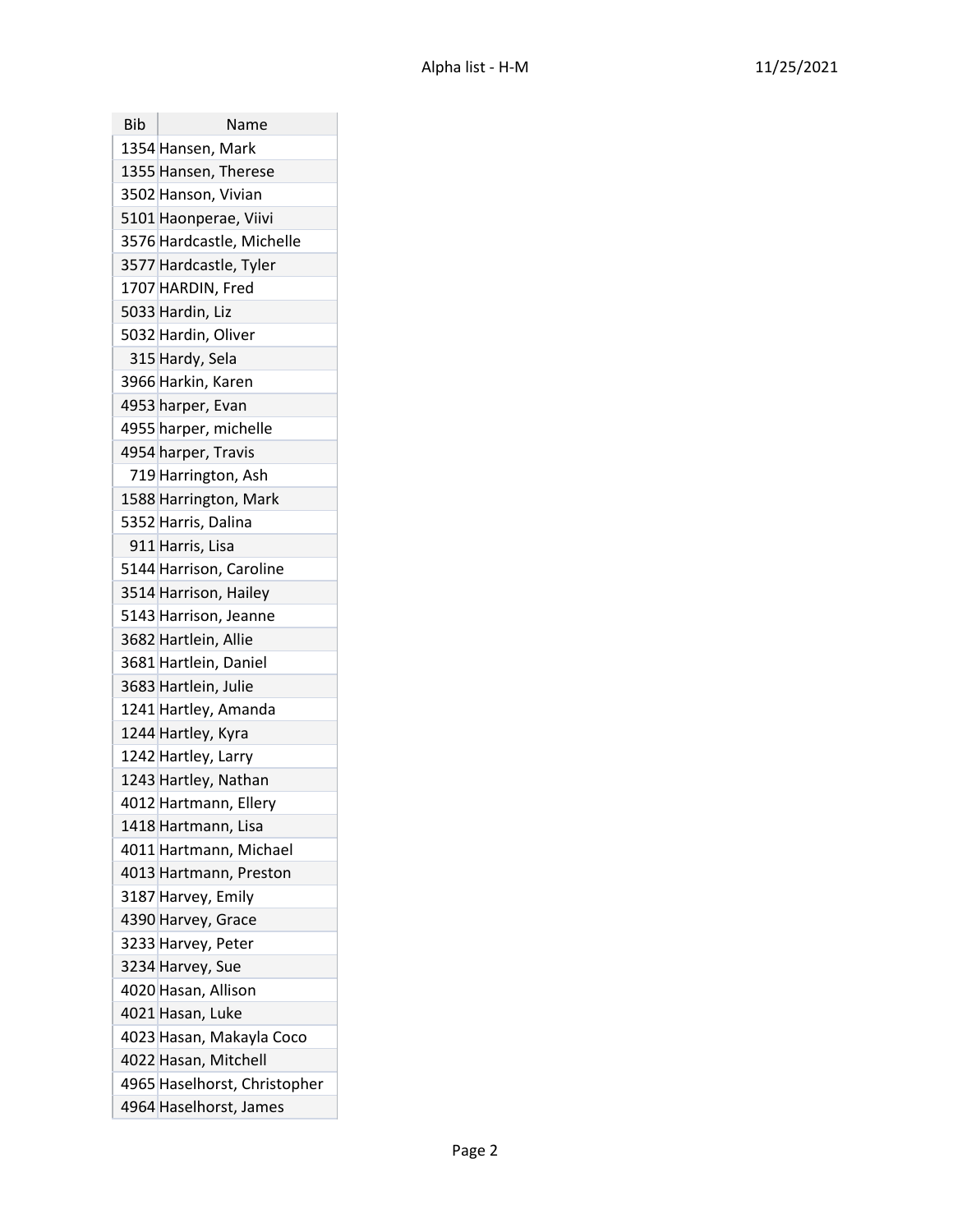| Bib | Name |
| --- | --- |
| 1354 | Hansen, Mark |
| 1355 | Hansen, Therese |
| 3502 | Hanson, Vivian |
| 5101 | Haonperae, Viivi |
| 3576 | Hardcastle, Michelle |
| 3577 | Hardcastle, Tyler |
| 1707 | HARDIN, Fred |
| 5033 | Hardin, Liz |
| 5032 | Hardin, Oliver |
| 315 | Hardy, Sela |
| 3966 | Harkin, Karen |
| 4953 | harper, Evan |
| 4955 | harper, michelle |
| 4954 | harper, Travis |
| 719 | Harrington, Ash |
| 1588 | Harrington, Mark |
| 5352 | Harris, Dalina |
| 911 | Harris, Lisa |
| 5144 | Harrison, Caroline |
| 3514 | Harrison, Hailey |
| 5143 | Harrison, Jeanne |
| 3682 | Hartlein, Allie |
| 3681 | Hartlein, Daniel |
| 3683 | Hartlein, Julie |
| 1241 | Hartley, Amanda |
| 1244 | Hartley, Kyra |
| 1242 | Hartley, Larry |
| 1243 | Hartley, Nathan |
| 4012 | Hartmann, Ellery |
| 1418 | Hartmann, Lisa |
| 4011 | Hartmann, Michael |
| 4013 | Hartmann, Preston |
| 3187 | Harvey, Emily |
| 4390 | Harvey, Grace |
| 3233 | Harvey, Peter |
| 3234 | Harvey, Sue |
| 4020 | Hasan, Allison |
| 4021 | Hasan, Luke |
| 4023 | Hasan, Makayla Coco |
| 4022 | Hasan, Mitchell |
| 4965 | Haselhorst, Christopher |
| 4964 | Haselhorst, James |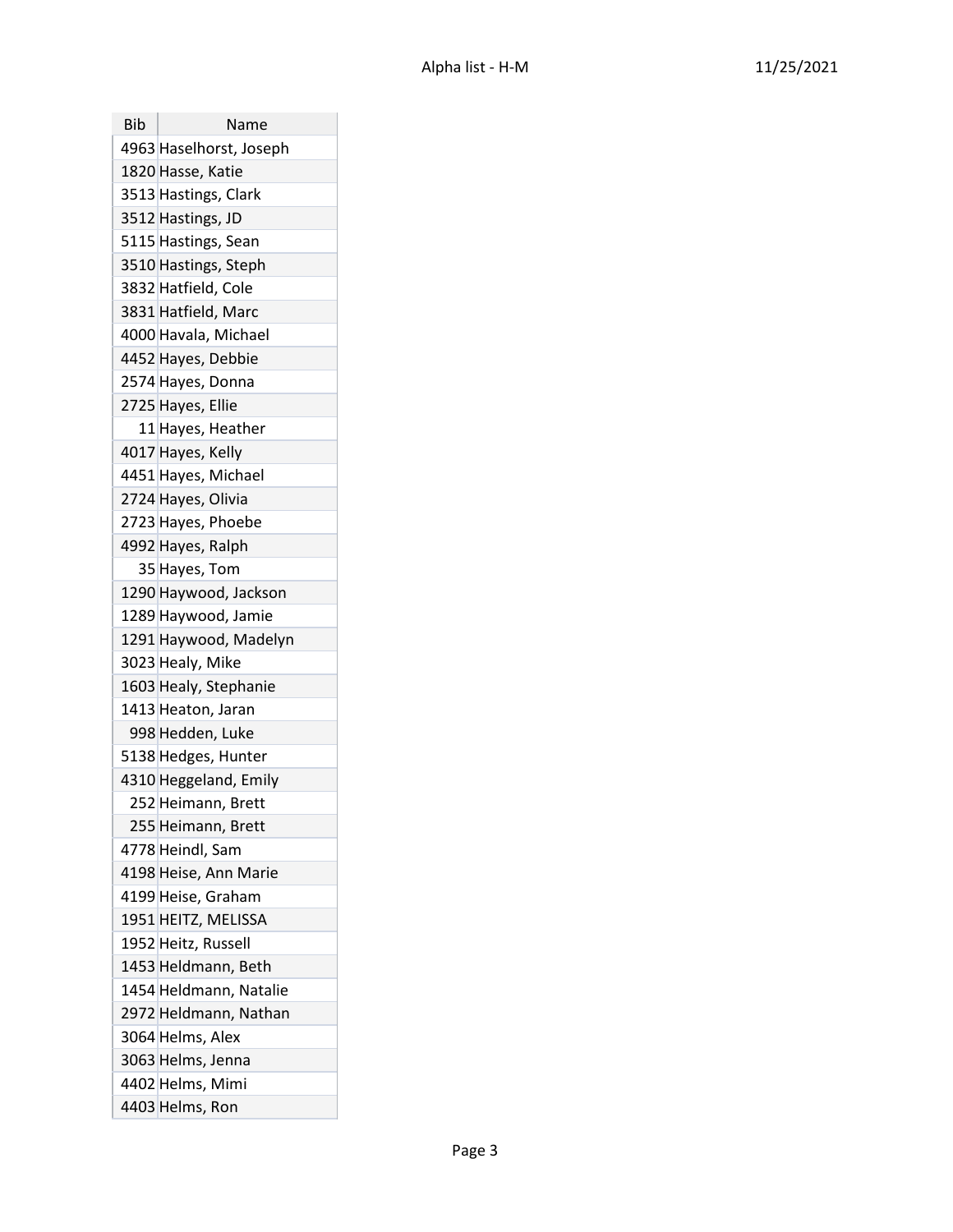| Bib | Name |
|---|---|
| 4963 | Haselhorst, Joseph |
| 1820 | Hasse, Katie |
| 3513 | Hastings, Clark |
| 3512 | Hastings, JD |
| 5115 | Hastings, Sean |
| 3510 | Hastings, Steph |
| 3832 | Hatfield, Cole |
| 3831 | Hatfield, Marc |
| 4000 | Havala, Michael |
| 4452 | Hayes, Debbie |
| 2574 | Hayes, Donna |
| 2725 | Hayes, Ellie |
| 11 | Hayes, Heather |
| 4017 | Hayes, Kelly |
| 4451 | Hayes, Michael |
| 2724 | Hayes, Olivia |
| 2723 | Hayes, Phoebe |
| 4992 | Hayes, Ralph |
| 35 | Hayes, Tom |
| 1290 | Haywood, Jackson |
| 1289 | Haywood, Jamie |
| 1291 | Haywood, Madelyn |
| 3023 | Healy, Mike |
| 1603 | Healy, Stephanie |
| 1413 | Heaton, Jaran |
| 998 | Hedden, Luke |
| 5138 | Hedges, Hunter |
| 4310 | Heggeland, Emily |
| 252 | Heimann, Brett |
| 255 | Heimann, Brett |
| 4778 | Heindl, Sam |
| 4198 | Heise, Ann Marie |
| 4199 | Heise, Graham |
| 1951 | HEITZ, MELISSA |
| 1952 | Heitz, Russell |
| 1453 | Heldmann, Beth |
| 1454 | Heldmann, Natalie |
| 2972 | Heldmann, Nathan |
| 3064 | Helms, Alex |
| 3063 | Helms, Jenna |
| 4402 | Helms, Mimi |
| 4403 | Helms, Ron |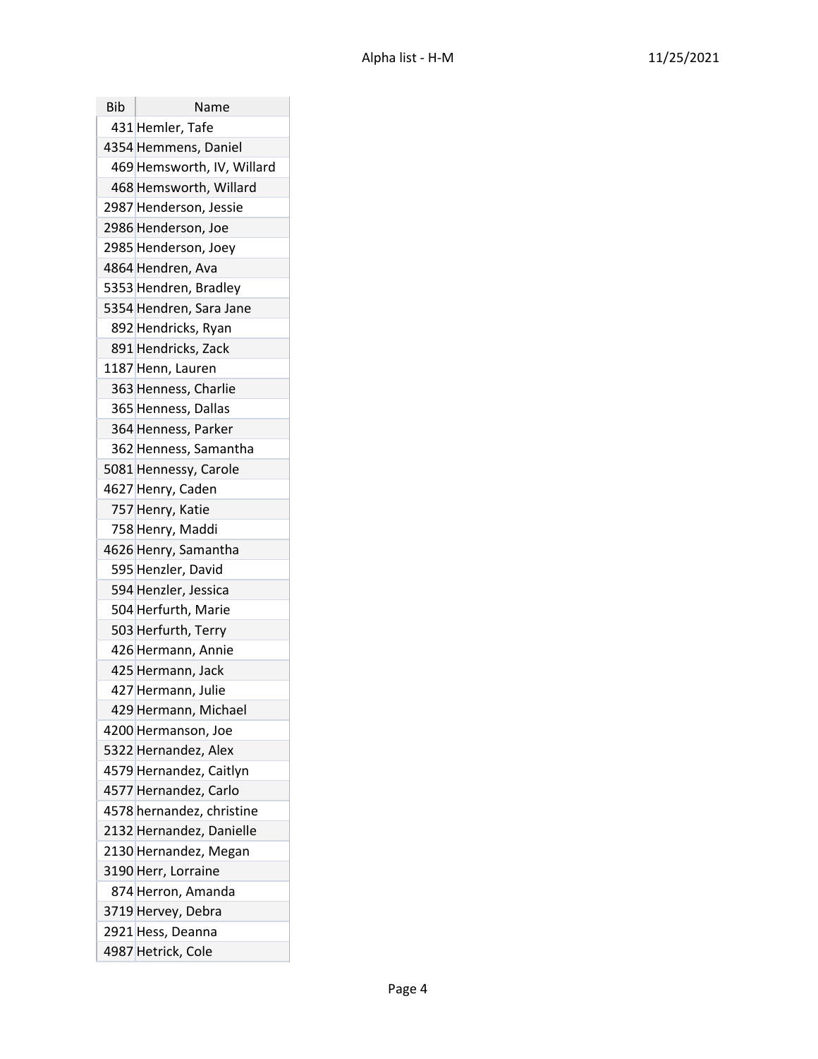| Bib | Name |
| --- | --- |
| 431 | Hemler, Tafe |
| 4354 | Hemmens, Daniel |
| 469 | Hemsworth, IV, Willard |
| 468 | Hemsworth, Willard |
| 2987 | Henderson, Jessie |
| 2986 | Henderson, Joe |
| 2985 | Henderson, Joey |
| 4864 | Hendren, Ava |
| 5353 | Hendren, Bradley |
| 5354 | Hendren, Sara Jane |
| 892 | Hendricks, Ryan |
| 891 | Hendricks, Zack |
| 1187 | Henn, Lauren |
| 363 | Henness, Charlie |
| 365 | Henness, Dallas |
| 364 | Henness, Parker |
| 362 | Henness, Samantha |
| 5081 | Hennessy, Carole |
| 4627 | Henry, Caden |
| 757 | Henry, Katie |
| 758 | Henry, Maddi |
| 4626 | Henry, Samantha |
| 595 | Henzler, David |
| 594 | Henzler, Jessica |
| 504 | Herfurth, Marie |
| 503 | Herfurth, Terry |
| 426 | Hermann, Annie |
| 425 | Hermann, Jack |
| 427 | Hermann, Julie |
| 429 | Hermann, Michael |
| 4200 | Hermanson, Joe |
| 5322 | Hernandez, Alex |
| 4579 | Hernandez, Caitlyn |
| 4577 | Hernandez, Carlo |
| 4578 | hernandez, christine |
| 2132 | Hernandez, Danielle |
| 2130 | Hernandez, Megan |
| 3190 | Herr, Lorraine |
| 874 | Herron, Amanda |
| 3719 | Hervey, Debra |
| 2921 | Hess, Deanna |
| 4987 | Hetrick, Cole |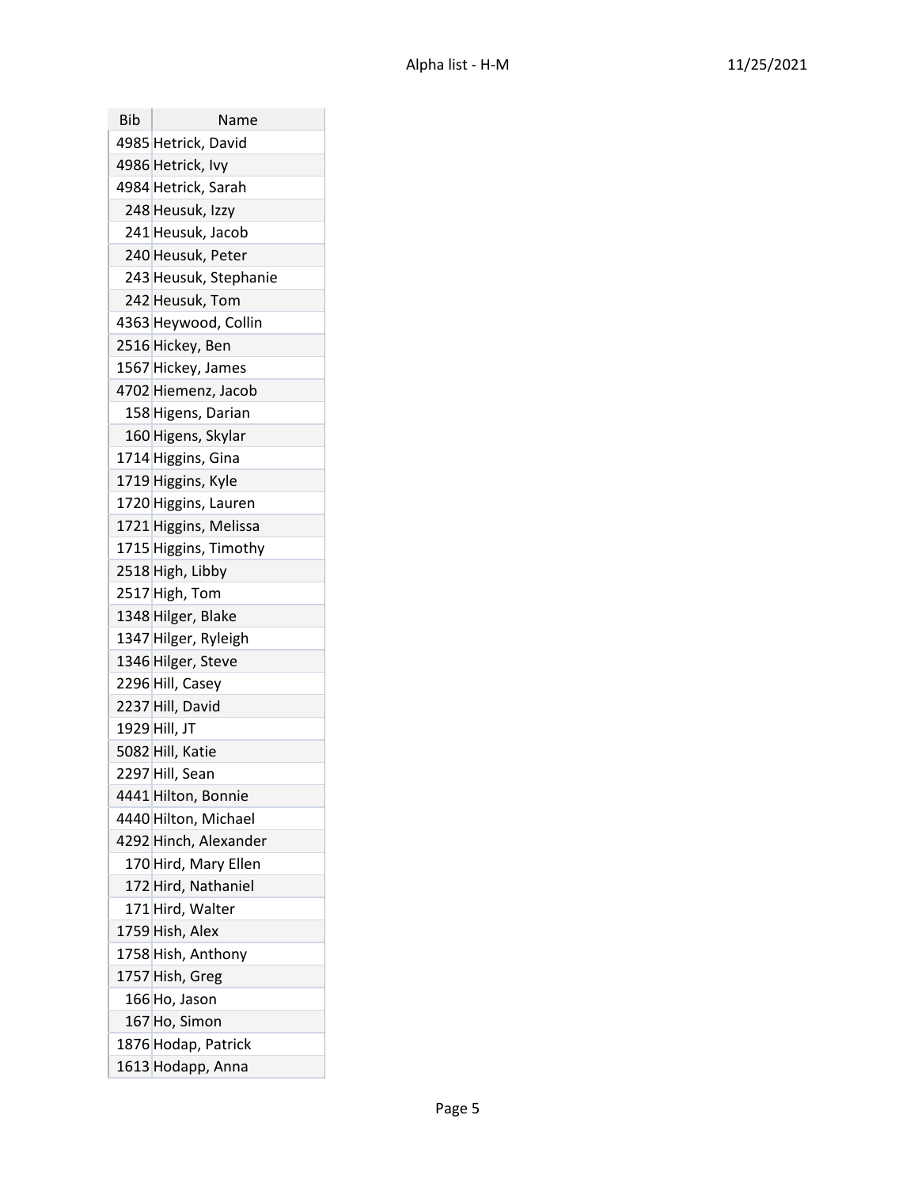| Bib | Name |
|---|---|
| 4985 | Hetrick, David |
| 4986 | Hetrick, Ivy |
| 4984 | Hetrick, Sarah |
| 248 | Heusuk, Izzy |
| 241 | Heusuk, Jacob |
| 240 | Heusuk, Peter |
| 243 | Heusuk, Stephanie |
| 242 | Heusuk, Tom |
| 4363 | Heywood, Collin |
| 2516 | Hickey, Ben |
| 1567 | Hickey, James |
| 4702 | Hiemenz, Jacob |
| 158 | Higens, Darian |
| 160 | Higens, Skylar |
| 1714 | Higgins, Gina |
| 1719 | Higgins, Kyle |
| 1720 | Higgins, Lauren |
| 1721 | Higgins, Melissa |
| 1715 | Higgins, Timothy |
| 2518 | High, Libby |
| 2517 | High, Tom |
| 1348 | Hilger, Blake |
| 1347 | Hilger, Ryleigh |
| 1346 | Hilger, Steve |
| 2296 | Hill, Casey |
| 2237 | Hill, David |
| 1929 | Hill, JT |
| 5082 | Hill, Katie |
| 2297 | Hill, Sean |
| 4441 | Hilton, Bonnie |
| 4440 | Hilton, Michael |
| 4292 | Hinch, Alexander |
| 170 | Hird, Mary Ellen |
| 172 | Hird, Nathaniel |
| 171 | Hird, Walter |
| 1759 | Hish, Alex |
| 1758 | Hish, Anthony |
| 1757 | Hish, Greg |
| 166 | Ho, Jason |
| 167 | Ho, Simon |
| 1876 | Hodap, Patrick |
| 1613 | Hodapp, Anna |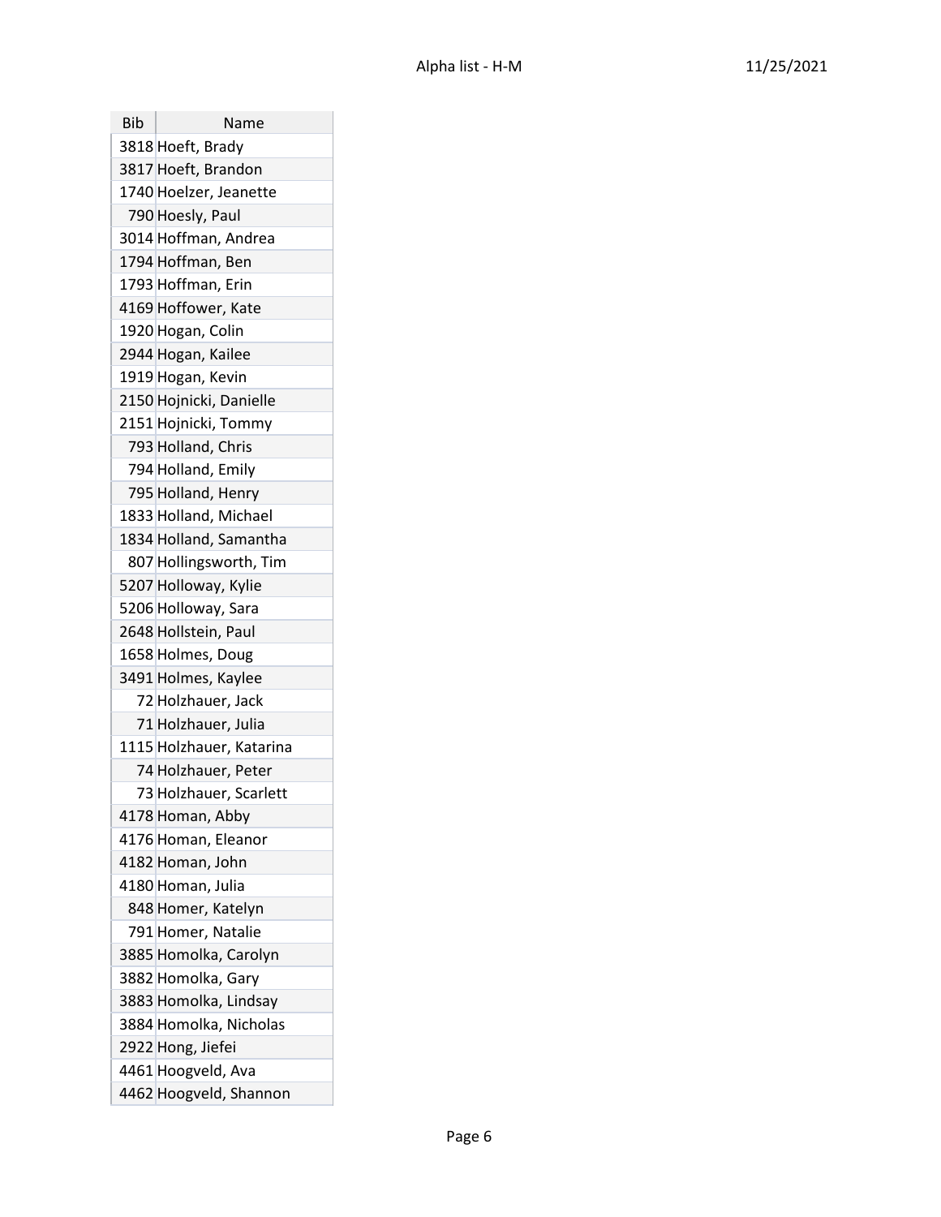| Bib | Name |
|---|---|
| 3818 | Hoeft, Brady |
| 3817 | Hoeft, Brandon |
| 1740 | Hoelzer, Jeanette |
| 790 | Hoesly, Paul |
| 3014 | Hoffman, Andrea |
| 1794 | Hoffman, Ben |
| 1793 | Hoffman, Erin |
| 4169 | Hoffower, Kate |
| 1920 | Hogan, Colin |
| 2944 | Hogan, Kailee |
| 1919 | Hogan, Kevin |
| 2150 | Hojnicki, Danielle |
| 2151 | Hojnicki, Tommy |
| 793 | Holland, Chris |
| 794 | Holland, Emily |
| 795 | Holland, Henry |
| 1833 | Holland, Michael |
| 1834 | Holland, Samantha |
| 807 | Hollingsworth, Tim |
| 5207 | Holloway, Kylie |
| 5206 | Holloway, Sara |
| 2648 | Hollstein, Paul |
| 1658 | Holmes, Doug |
| 3491 | Holmes, Kaylee |
| 72 | Holzhauer, Jack |
| 71 | Holzhauer, Julia |
| 1115 | Holzhauer, Katarina |
| 74 | Holzhauer, Peter |
| 73 | Holzhauer, Scarlett |
| 4178 | Homan, Abby |
| 4176 | Homan, Eleanor |
| 4182 | Homan, John |
| 4180 | Homan, Julia |
| 848 | Homer, Katelyn |
| 791 | Homer, Natalie |
| 3885 | Homolka, Carolyn |
| 3882 | Homolka, Gary |
| 3883 | Homolka, Lindsay |
| 3884 | Homolka, Nicholas |
| 2922 | Hong, Jiefei |
| 4461 | Hoogveld, Ava |
| 4462 | Hoogveld, Shannon |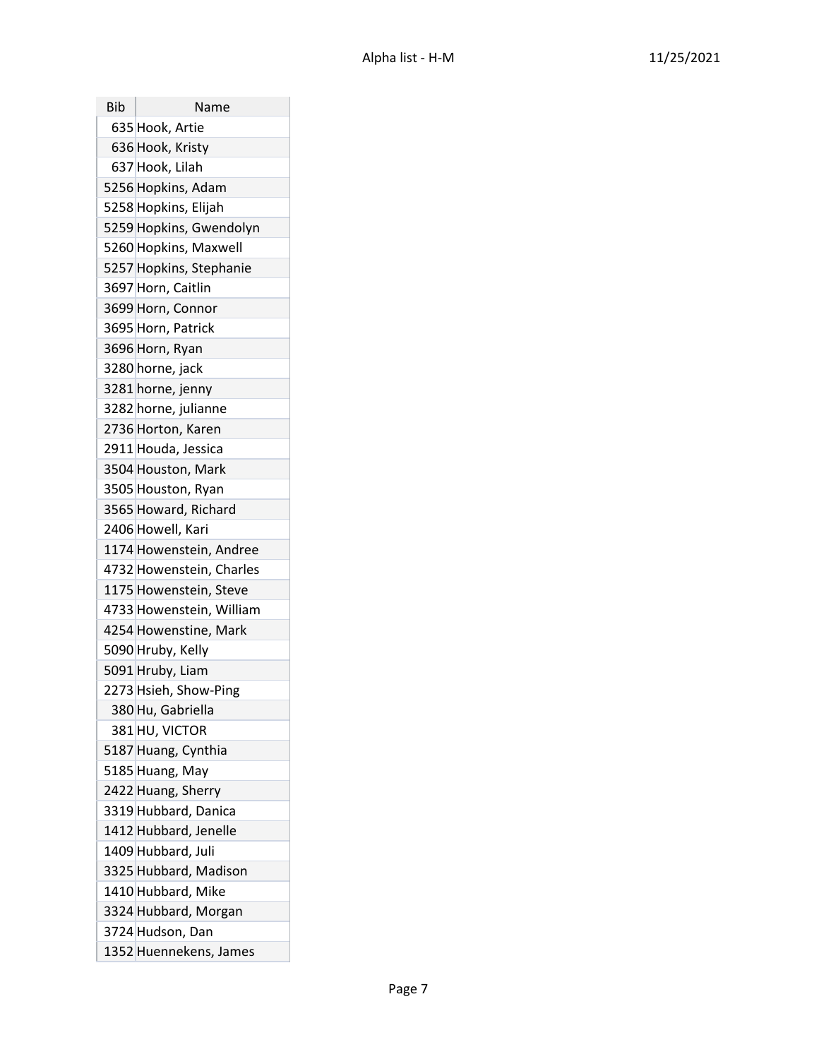| Bib | Name |
| --- | --- |
| 635 | Hook, Artie |
| 636 | Hook, Kristy |
| 637 | Hook, Lilah |
| 5256 | Hopkins, Adam |
| 5258 | Hopkins, Elijah |
| 5259 | Hopkins, Gwendolyn |
| 5260 | Hopkins, Maxwell |
| 5257 | Hopkins, Stephanie |
| 3697 | Horn, Caitlin |
| 3699 | Horn, Connor |
| 3695 | Horn, Patrick |
| 3696 | Horn, Ryan |
| 3280 | horne, jack |
| 3281 | horne, jenny |
| 3282 | horne, julianne |
| 2736 | Horton, Karen |
| 2911 | Houda, Jessica |
| 3504 | Houston, Mark |
| 3505 | Houston, Ryan |
| 3565 | Howard, Richard |
| 2406 | Howell, Kari |
| 1174 | Howenstein, Andree |
| 4732 | Howenstein, Charles |
| 1175 | Howenstein, Steve |
| 4733 | Howenstein, William |
| 4254 | Howenstine, Mark |
| 5090 | Hruby, Kelly |
| 5091 | Hruby, Liam |
| 2273 | Hsieh, Show-Ping |
| 380 | Hu, Gabriella |
| 381 | HU, VICTOR |
| 5187 | Huang, Cynthia |
| 5185 | Huang, May |
| 2422 | Huang, Sherry |
| 3319 | Hubbard, Danica |
| 1412 | Hubbard, Jenelle |
| 1409 | Hubbard, Juli |
| 3325 | Hubbard, Madison |
| 1410 | Hubbard, Mike |
| 3324 | Hubbard, Morgan |
| 3724 | Hudson, Dan |
| 1352 | Huennekens, James |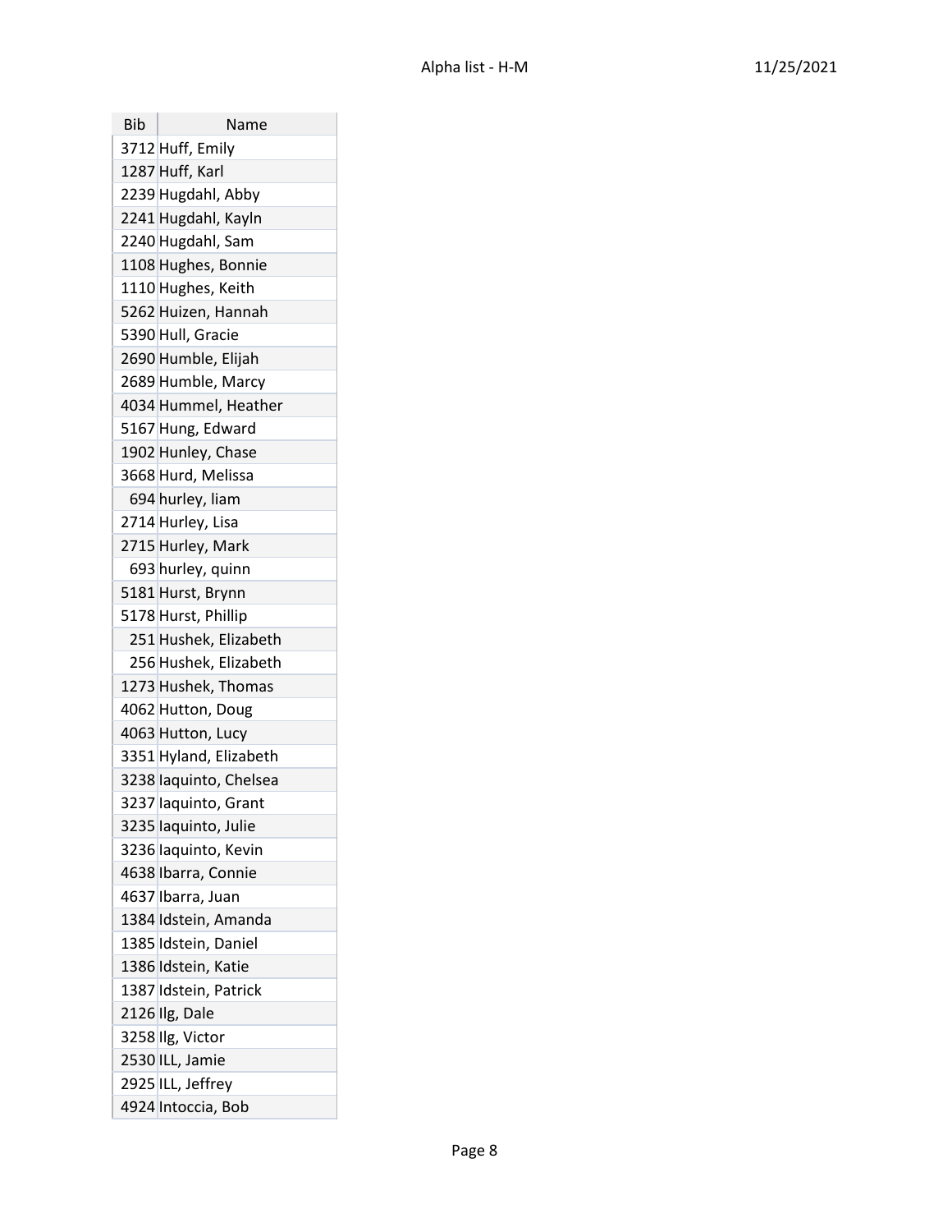| Bib | Name |
|---|---|
| 3712 | Huff, Emily |
| 1287 | Huff, Karl |
| 2239 | Hugdahl, Abby |
| 2241 | Hugdahl, Kayln |
| 2240 | Hugdahl, Sam |
| 1108 | Hughes, Bonnie |
| 1110 | Hughes, Keith |
| 5262 | Huizen, Hannah |
| 5390 | Hull, Gracie |
| 2690 | Humble, Elijah |
| 2689 | Humble, Marcy |
| 4034 | Hummel, Heather |
| 5167 | Hung, Edward |
| 1902 | Hunley, Chase |
| 3668 | Hurd, Melissa |
| 694 | hurley, liam |
| 2714 | Hurley, Lisa |
| 2715 | Hurley, Mark |
| 693 | hurley, quinn |
| 5181 | Hurst, Brynn |
| 5178 | Hurst, Phillip |
| 251 | Hushek, Elizabeth |
| 256 | Hushek, Elizabeth |
| 1273 | Hushek, Thomas |
| 4062 | Hutton, Doug |
| 4063 | Hutton, Lucy |
| 3351 | Hyland, Elizabeth |
| 3238 | Iaquinto, Chelsea |
| 3237 | Iaquinto, Grant |
| 3235 | Iaquinto, Julie |
| 3236 | Iaquinto, Kevin |
| 4638 | Ibarra, Connie |
| 4637 | Ibarra, Juan |
| 1384 | Idstein, Amanda |
| 1385 | Idstein, Daniel |
| 1386 | Idstein, Katie |
| 1387 | Idstein, Patrick |
| 2126 | Ilg, Dale |
| 3258 | Ilg, Victor |
| 2530 | ILL, Jamie |
| 2925 | ILL, Jeffrey |
| 4924 | Intoccia, Bob |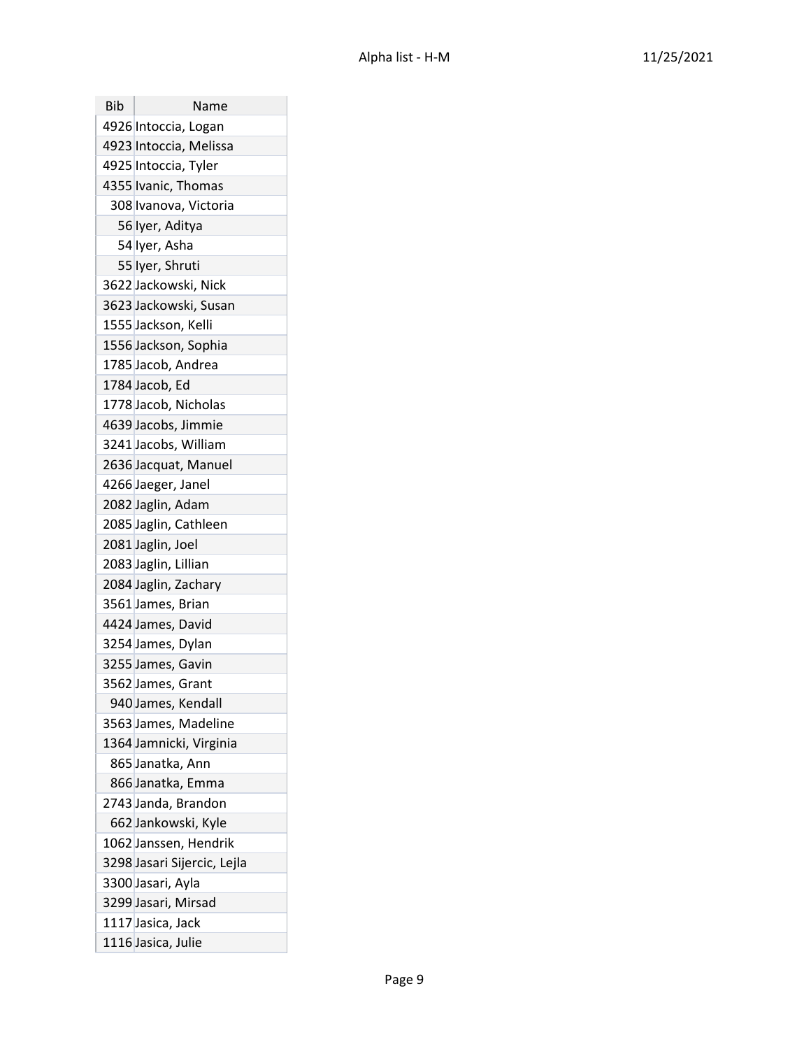| Bib | Name |
| --- | --- |
| 4926 | Intoccia, Logan |
| 4923 | Intoccia, Melissa |
| 4925 | Intoccia, Tyler |
| 4355 | Ivanic, Thomas |
| 308 | Ivanova, Victoria |
| 56 | Iyer, Aditya |
| 54 | Iyer, Asha |
| 55 | Iyer, Shruti |
| 3622 | Jackowski, Nick |
| 3623 | Jackowski, Susan |
| 1555 | Jackson, Kelli |
| 1556 | Jackson, Sophia |
| 1785 | Jacob, Andrea |
| 1784 | Jacob, Ed |
| 1778 | Jacob, Nicholas |
| 4639 | Jacobs, Jimmie |
| 3241 | Jacobs, William |
| 2636 | Jacquat, Manuel |
| 4266 | Jaeger, Janel |
| 2082 | Jaglin, Adam |
| 2085 | Jaglin, Cathleen |
| 2081 | Jaglin, Joel |
| 2083 | Jaglin, Lillian |
| 2084 | Jaglin, Zachary |
| 3561 | James, Brian |
| 4424 | James, David |
| 3254 | James, Dylan |
| 3255 | James, Gavin |
| 3562 | James, Grant |
| 940 | James, Kendall |
| 3563 | James, Madeline |
| 1364 | Jamnicki, Virginia |
| 865 | Janatka, Ann |
| 866 | Janatka, Emma |
| 2743 | Janda, Brandon |
| 662 | Jankowski, Kyle |
| 1062 | Janssen, Hendrik |
| 3298 | Jasari Sijercic, Lejla |
| 3300 | Jasari, Ayla |
| 3299 | Jasari, Mirsad |
| 1117 | Jasica, Jack |
| 1116 | Jasica, Julie |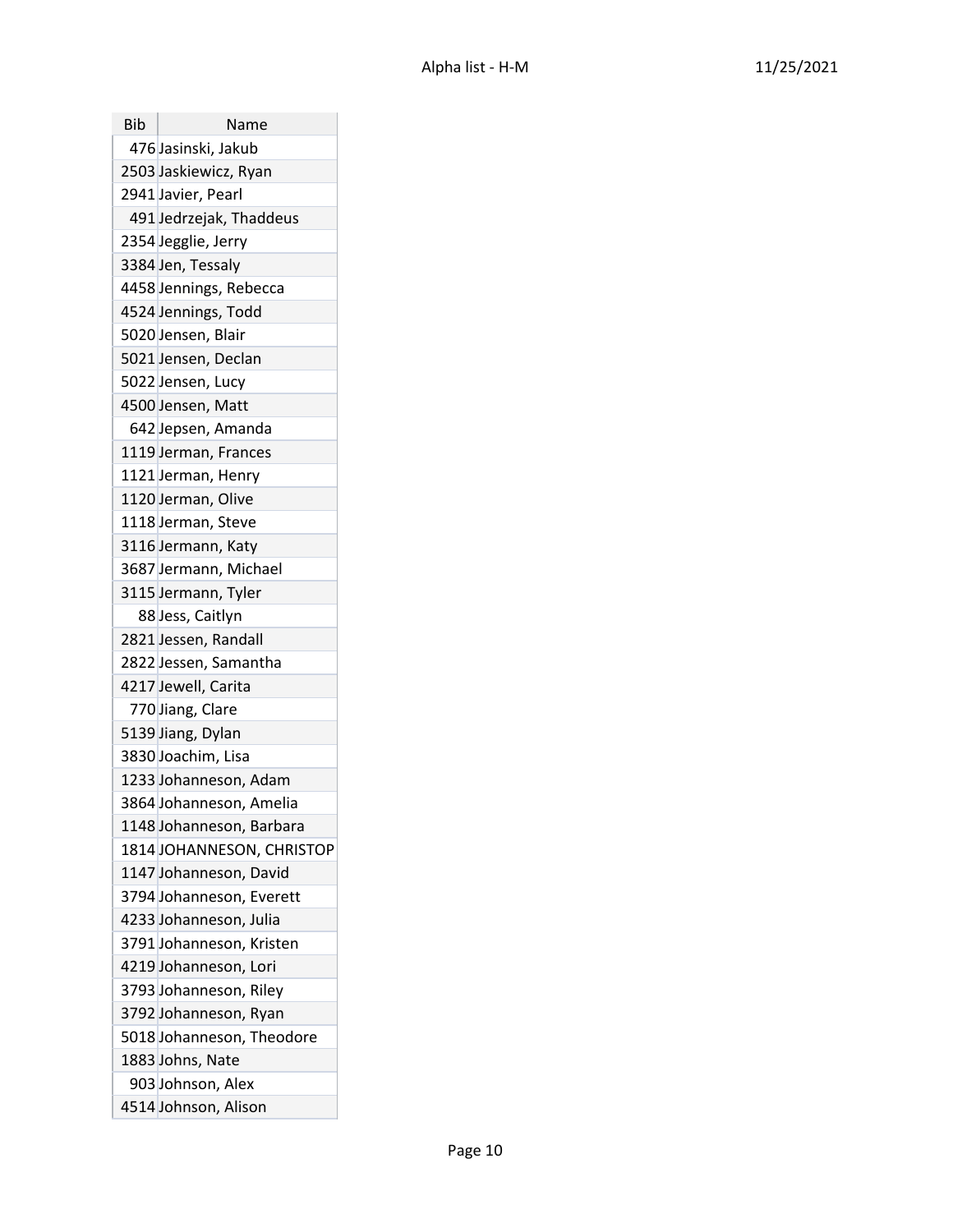| Bib | Name |
|---|---|
| 476 | Jasinski, Jakub |
| 2503 | Jaskiewicz, Ryan |
| 2941 | Javier, Pearl |
| 491 | Jedrzejak, Thaddeus |
| 2354 | Jegglie, Jerry |
| 3384 | Jen, Tessaly |
| 4458 | Jennings, Rebecca |
| 4524 | Jennings, Todd |
| 5020 | Jensen, Blair |
| 5021 | Jensen, Declan |
| 5022 | Jensen, Lucy |
| 4500 | Jensen, Matt |
| 642 | Jepsen, Amanda |
| 1119 | Jerman, Frances |
| 1121 | Jerman, Henry |
| 1120 | Jerman, Olive |
| 1118 | Jerman, Steve |
| 3116 | Jermann, Katy |
| 3687 | Jermann, Michael |
| 3115 | Jermann, Tyler |
| 88 | Jess, Caitlyn |
| 2821 | Jessen, Randall |
| 2822 | Jessen, Samantha |
| 4217 | Jewell, Carita |
| 770 | Jiang, Clare |
| 5139 | Jiang, Dylan |
| 3830 | Joachim, Lisa |
| 1233 | Johanneson, Adam |
| 3864 | Johanneson, Amelia |
| 1148 | Johanneson, Barbara |
| 1814 | JOHANNESON, CHRISTOP |
| 1147 | Johanneson, David |
| 3794 | Johanneson, Everett |
| 4233 | Johanneson, Julia |
| 3791 | Johanneson, Kristen |
| 4219 | Johanneson, Lori |
| 3793 | Johanneson, Riley |
| 3792 | Johanneson, Ryan |
| 5018 | Johanneson, Theodore |
| 1883 | Johns, Nate |
| 903 | Johnson, Alex |
| 4514 | Johnson, Alison |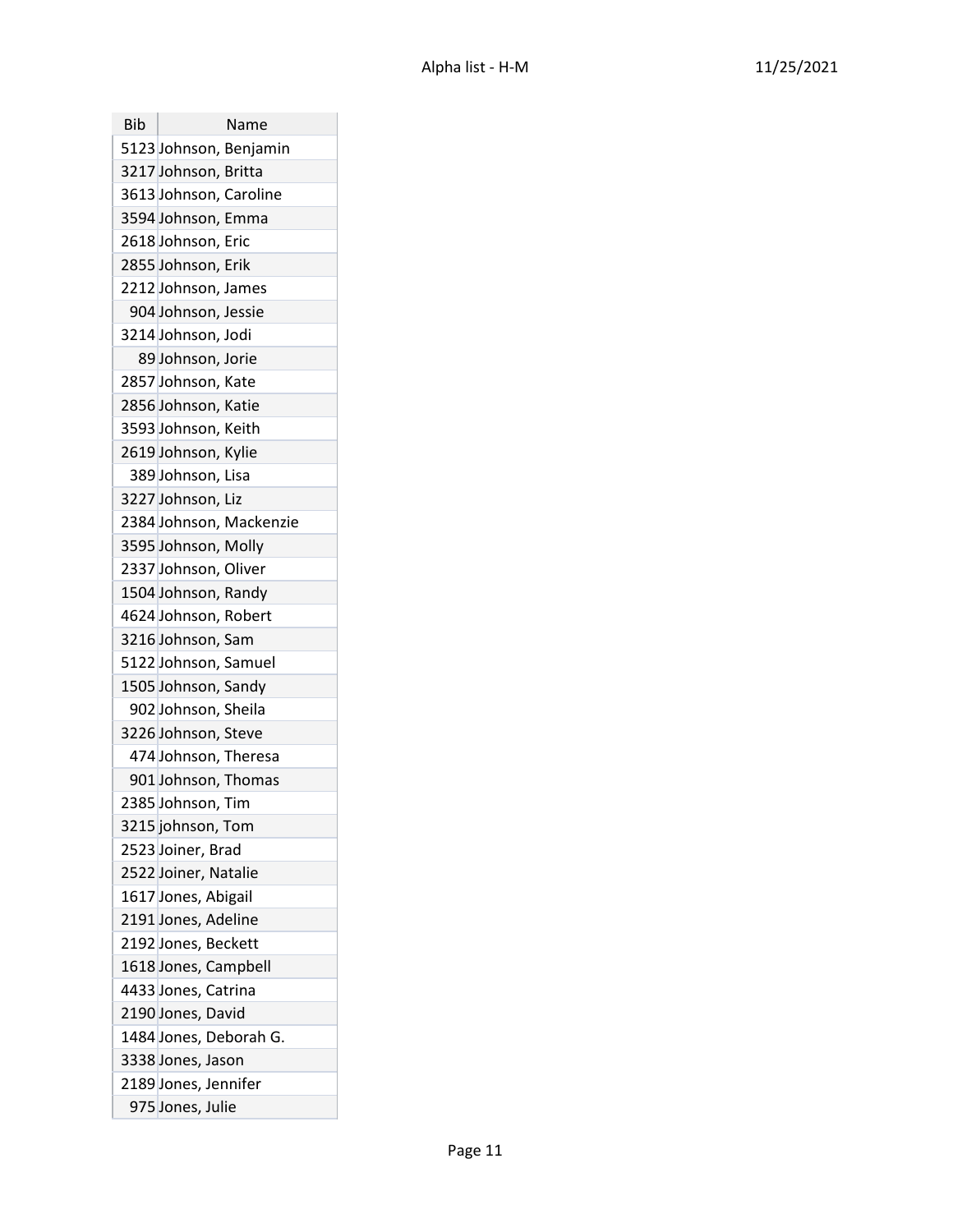| Bib | Name |
|---|---|
| 5123 | Johnson, Benjamin |
| 3217 | Johnson, Britta |
| 3613 | Johnson, Caroline |
| 3594 | Johnson, Emma |
| 2618 | Johnson, Eric |
| 2855 | Johnson, Erik |
| 2212 | Johnson, James |
| 904 | Johnson, Jessie |
| 3214 | Johnson, Jodi |
| 89 | Johnson, Jorie |
| 2857 | Johnson, Kate |
| 2856 | Johnson, Katie |
| 3593 | Johnson, Keith |
| 2619 | Johnson, Kylie |
| 389 | Johnson, Lisa |
| 3227 | Johnson, Liz |
| 2384 | Johnson, Mackenzie |
| 3595 | Johnson, Molly |
| 2337 | Johnson, Oliver |
| 1504 | Johnson, Randy |
| 4624 | Johnson, Robert |
| 3216 | Johnson, Sam |
| 5122 | Johnson, Samuel |
| 1505 | Johnson, Sandy |
| 902 | Johnson, Sheila |
| 3226 | Johnson, Steve |
| 474 | Johnson, Theresa |
| 901 | Johnson, Thomas |
| 2385 | Johnson, Tim |
| 3215 | johnson, Tom |
| 2523 | Joiner, Brad |
| 2522 | Joiner, Natalie |
| 1617 | Jones, Abigail |
| 2191 | Jones, Adeline |
| 2192 | Jones, Beckett |
| 1618 | Jones, Campbell |
| 4433 | Jones, Catrina |
| 2190 | Jones, David |
| 1484 | Jones, Deborah G. |
| 3338 | Jones, Jason |
| 2189 | Jones, Jennifer |
| 975 | Jones, Julie |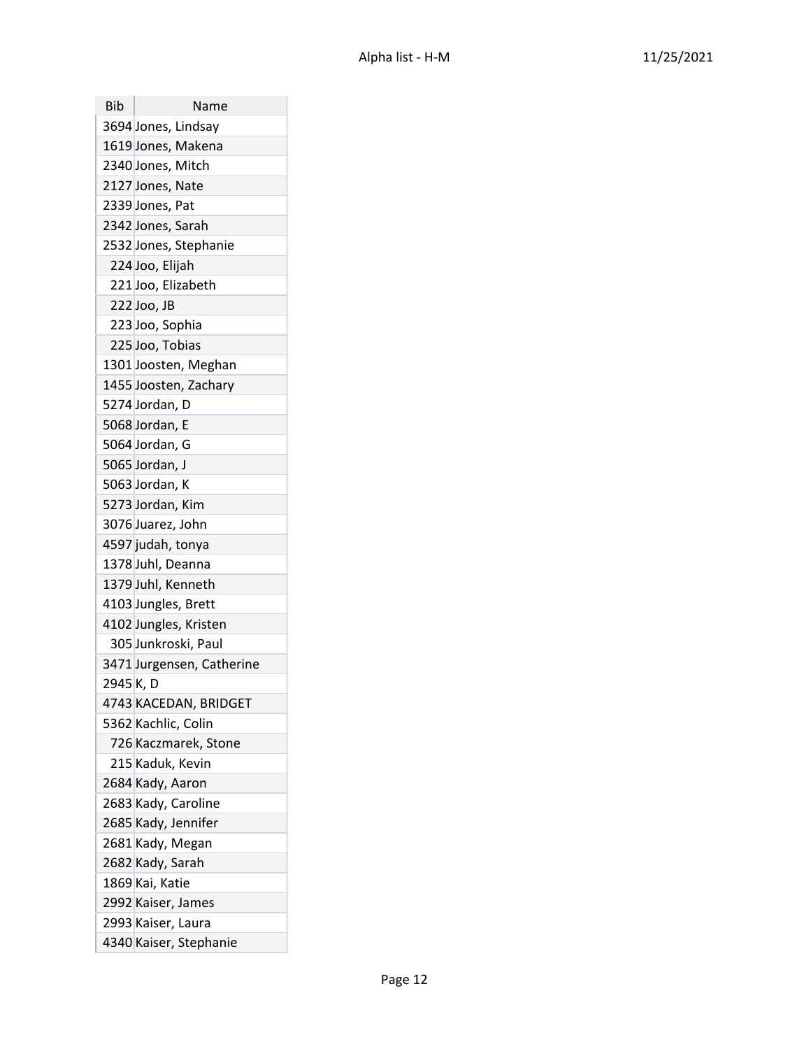| Bib | Name |
| --- | --- |
| 3694 | Jones, Lindsay |
| 1619 | Jones, Makena |
| 2340 | Jones, Mitch |
| 2127 | Jones, Nate |
| 2339 | Jones, Pat |
| 2342 | Jones, Sarah |
| 2532 | Jones, Stephanie |
| 224 | Joo, Elijah |
| 221 | Joo, Elizabeth |
| 222 | Joo, JB |
| 223 | Joo, Sophia |
| 225 | Joo, Tobias |
| 1301 | Joosten, Meghan |
| 1455 | Joosten, Zachary |
| 5274 | Jordan, D |
| 5068 | Jordan, E |
| 5064 | Jordan, G |
| 5065 | Jordan, J |
| 5063 | Jordan, K |
| 5273 | Jordan, Kim |
| 3076 | Juarez, John |
| 4597 | judah, tonya |
| 1378 | Juhl, Deanna |
| 1379 | Juhl, Kenneth |
| 4103 | Jungles, Brett |
| 4102 | Jungles, Kristen |
| 305 | Junkroski, Paul |
| 3471 | Jurgensen, Catherine |
| 2945 | K, D |
| 4743 | KACEDAN, BRIDGET |
| 5362 | Kachlic, Colin |
| 726 | Kaczmarek, Stone |
| 215 | Kaduk, Kevin |
| 2684 | Kady, Aaron |
| 2683 | Kady, Caroline |
| 2685 | Kady, Jennifer |
| 2681 | Kady, Megan |
| 2682 | Kady, Sarah |
| 1869 | Kai, Katie |
| 2992 | Kaiser, James |
| 2993 | Kaiser, Laura |
| 4340 | Kaiser, Stephanie |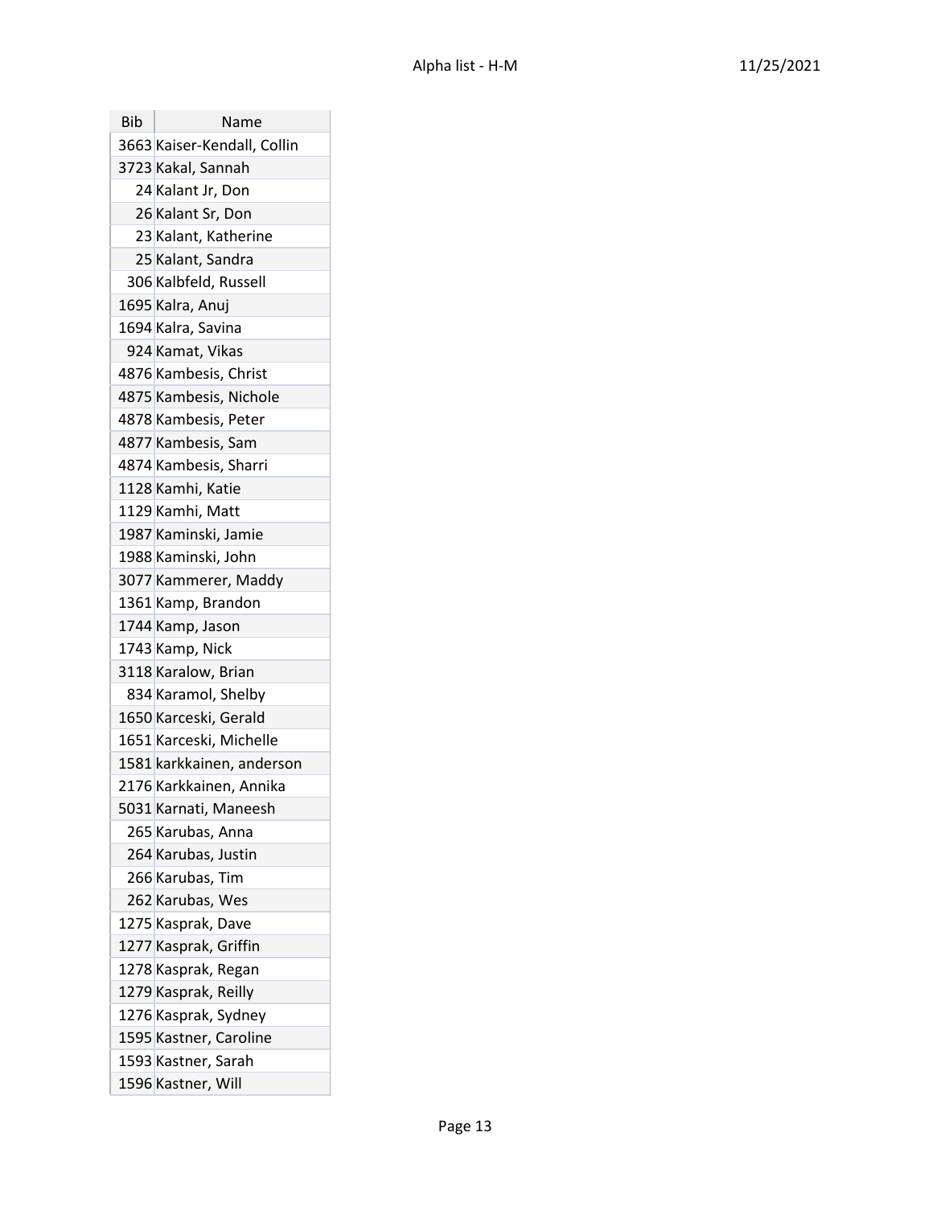| Bib | Name |
|---|---|
| 3663 | Kaiser-Kendall, Collin |
| 3723 | Kakal, Sannah |
| 24 | Kalant Jr, Don |
| 26 | Kalant Sr, Don |
| 23 | Kalant, Katherine |
| 25 | Kalant, Sandra |
| 306 | Kalbfeld, Russell |
| 1695 | Kalra, Anuj |
| 1694 | Kalra, Savina |
| 924 | Kamat, Vikas |
| 4876 | Kambesis, Christ |
| 4875 | Kambesis, Nichole |
| 4878 | Kambesis, Peter |
| 4877 | Kambesis, Sam |
| 4874 | Kambesis, Sharri |
| 1128 | Kamhi, Katie |
| 1129 | Kamhi, Matt |
| 1987 | Kaminski, Jamie |
| 1988 | Kaminski, John |
| 3077 | Kammerer, Maddy |
| 1361 | Kamp, Brandon |
| 1744 | Kamp, Jason |
| 1743 | Kamp, Nick |
| 3118 | Karalow, Brian |
| 834 | Karamol, Shelby |
| 1650 | Karceski, Gerald |
| 1651 | Karceski, Michelle |
| 1581 | karkkainen, anderson |
| 2176 | Karkkainen, Annika |
| 5031 | Karnati, Maneesh |
| 265 | Karubas, Anna |
| 264 | Karubas, Justin |
| 266 | Karubas, Tim |
| 262 | Karubas, Wes |
| 1275 | Kasprak, Dave |
| 1277 | Kasprak, Griffin |
| 1278 | Kasprak, Regan |
| 1279 | Kasprak, Reilly |
| 1276 | Kasprak, Sydney |
| 1595 | Kastner, Caroline |
| 1593 | Kastner, Sarah |
| 1596 | Kastner, Will |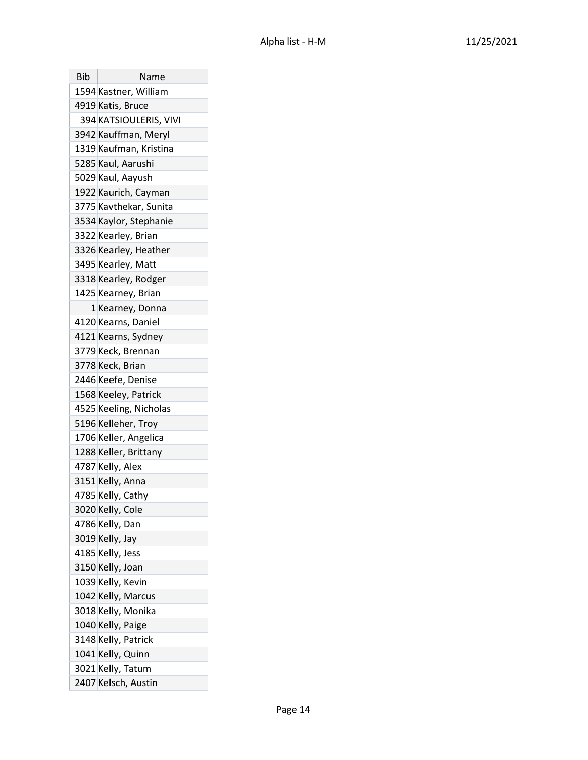| Bib | Name |
| --- | --- |
| 1594 | Kastner, William |
| 4919 | Katis, Bruce |
| 394 | KATSIOULERIS, VIVI |
| 3942 | Kauffman, Meryl |
| 1319 | Kaufman, Kristina |
| 5285 | Kaul, Aarushi |
| 5029 | Kaul, Aayush |
| 1922 | Kaurich, Cayman |
| 3775 | Kavthekar, Sunita |
| 3534 | Kaylor, Stephanie |
| 3322 | Kearley, Brian |
| 3326 | Kearley, Heather |
| 3495 | Kearley, Matt |
| 3318 | Kearley, Rodger |
| 1425 | Kearney, Brian |
| 1 | Kearney, Donna |
| 4120 | Kearns, Daniel |
| 4121 | Kearns, Sydney |
| 3779 | Keck, Brennan |
| 3778 | Keck, Brian |
| 2446 | Keefe, Denise |
| 1568 | Keeley, Patrick |
| 4525 | Keeling, Nicholas |
| 5196 | Kelleher, Troy |
| 1706 | Keller, Angelica |
| 1288 | Keller, Brittany |
| 4787 | Kelly, Alex |
| 3151 | Kelly, Anna |
| 4785 | Kelly, Cathy |
| 3020 | Kelly, Cole |
| 4786 | Kelly, Dan |
| 3019 | Kelly, Jay |
| 4185 | Kelly, Jess |
| 3150 | Kelly, Joan |
| 1039 | Kelly, Kevin |
| 1042 | Kelly, Marcus |
| 3018 | Kelly, Monika |
| 1040 | Kelly, Paige |
| 3148 | Kelly, Patrick |
| 1041 | Kelly, Quinn |
| 3021 | Kelly, Tatum |
| 2407 | Kelsch, Austin |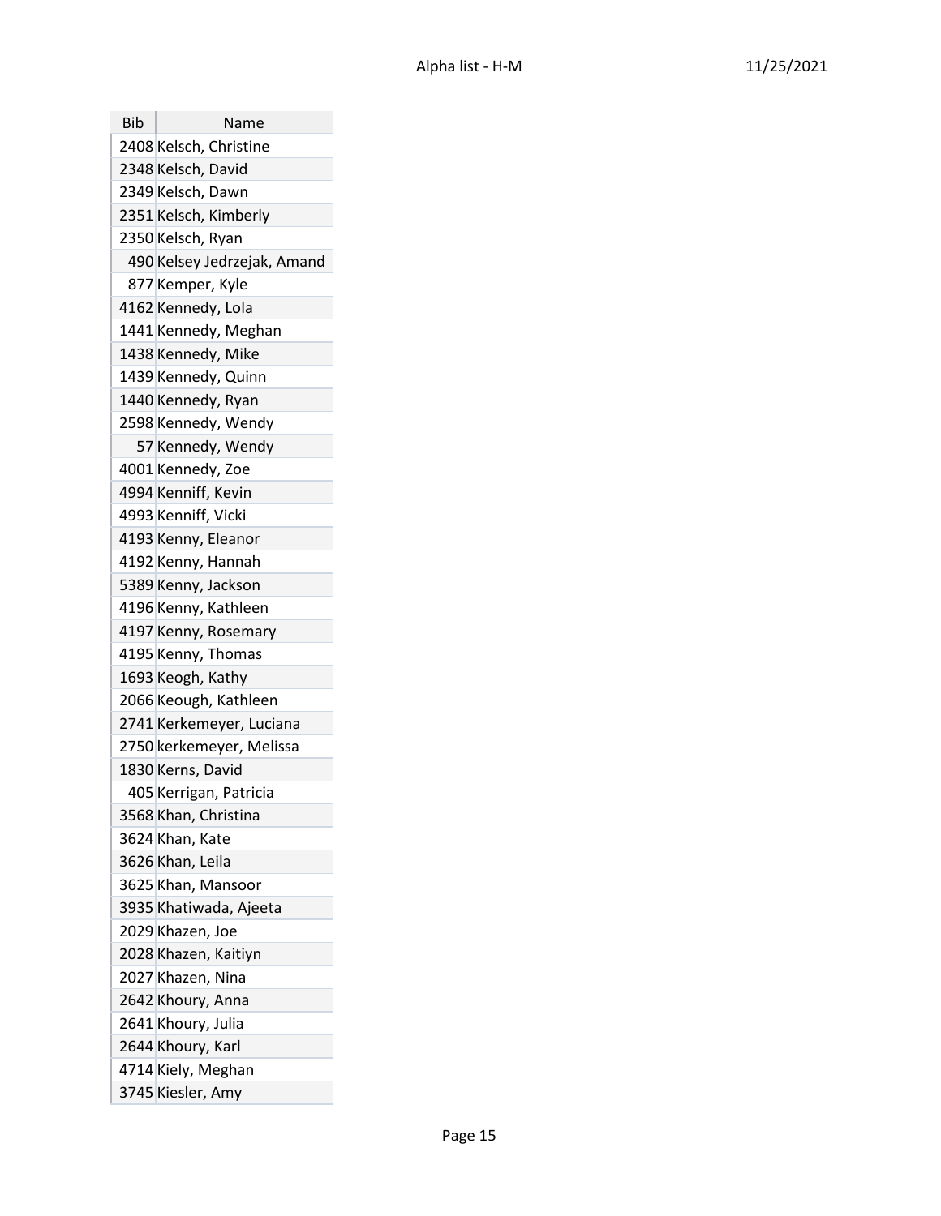| Bib | Name |
|---|---|
| 2408 | Kelsch, Christine |
| 2348 | Kelsch, David |
| 2349 | Kelsch, Dawn |
| 2351 | Kelsch, Kimberly |
| 2350 | Kelsch, Ryan |
| 490 | Kelsey Jedrzejak, Amand |
| 877 | Kemper, Kyle |
| 4162 | Kennedy, Lola |
| 1441 | Kennedy, Meghan |
| 1438 | Kennedy, Mike |
| 1439 | Kennedy, Quinn |
| 1440 | Kennedy, Ryan |
| 2598 | Kennedy, Wendy |
| 57 | Kennedy, Wendy |
| 4001 | Kennedy, Zoe |
| 4994 | Kenniff, Kevin |
| 4993 | Kenniff, Vicki |
| 4193 | Kenny, Eleanor |
| 4192 | Kenny, Hannah |
| 5389 | Kenny, Jackson |
| 4196 | Kenny, Kathleen |
| 4197 | Kenny, Rosemary |
| 4195 | Kenny, Thomas |
| 1693 | Keogh, Kathy |
| 2066 | Keough, Kathleen |
| 2741 | Kerkemeyer, Luciana |
| 2750 | kerkemeyer, Melissa |
| 1830 | Kerns, David |
| 405 | Kerrigan, Patricia |
| 3568 | Khan, Christina |
| 3624 | Khan, Kate |
| 3626 | Khan, Leila |
| 3625 | Khan, Mansoor |
| 3935 | Khatiwada, Ajeeta |
| 2029 | Khazen, Joe |
| 2028 | Khazen, Kaitiyn |
| 2027 | Khazen, Nina |
| 2642 | Khoury, Anna |
| 2641 | Khoury, Julia |
| 2644 | Khoury, Karl |
| 4714 | Kiely, Meghan |
| 3745 | Kiesler, Amy |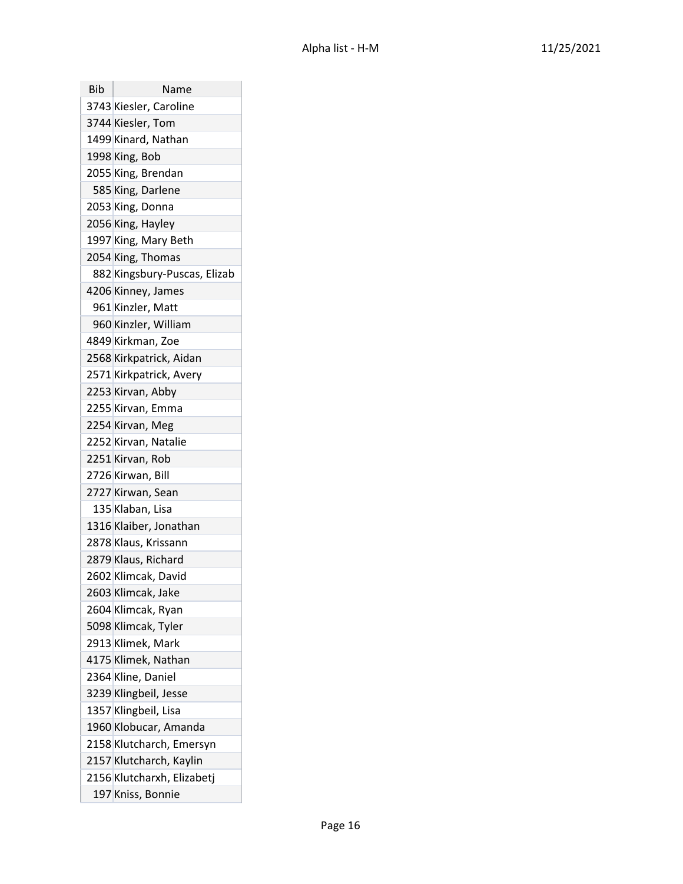| Bib | Name |
|---|---|
| 3743 | Kiesler, Caroline |
| 3744 | Kiesler, Tom |
| 1499 | Kinard, Nathan |
| 1998 | King, Bob |
| 2055 | King, Brendan |
| 585 | King, Darlene |
| 2053 | King, Donna |
| 2056 | King, Hayley |
| 1997 | King, Mary Beth |
| 2054 | King, Thomas |
| 882 | Kingsbury-Puscas, Elizab |
| 4206 | Kinney, James |
| 961 | Kinzler, Matt |
| 960 | Kinzler, William |
| 4849 | Kirkman, Zoe |
| 2568 | Kirkpatrick, Aidan |
| 2571 | Kirkpatrick, Avery |
| 2253 | Kirvan, Abby |
| 2255 | Kirvan, Emma |
| 2254 | Kirvan, Meg |
| 2252 | Kirvan, Natalie |
| 2251 | Kirvan, Rob |
| 2726 | Kirwan, Bill |
| 2727 | Kirwan, Sean |
| 135 | Klaban, Lisa |
| 1316 | Klaiber, Jonathan |
| 2878 | Klaus, Krissann |
| 2879 | Klaus, Richard |
| 2602 | Klimcak, David |
| 2603 | Klimcak, Jake |
| 2604 | Klimcak, Ryan |
| 5098 | Klimcak, Tyler |
| 2913 | Klimek, Mark |
| 4175 | Klimek, Nathan |
| 2364 | Kline, Daniel |
| 3239 | Klingbeil, Jesse |
| 1357 | Klingbeil, Lisa |
| 1960 | Klobucar, Amanda |
| 2158 | Klutcharch, Emersyn |
| 2157 | Klutcharch, Kaylin |
| 2156 | Klutcharxh, Elizabetj |
| 197 | Kniss, Bonnie |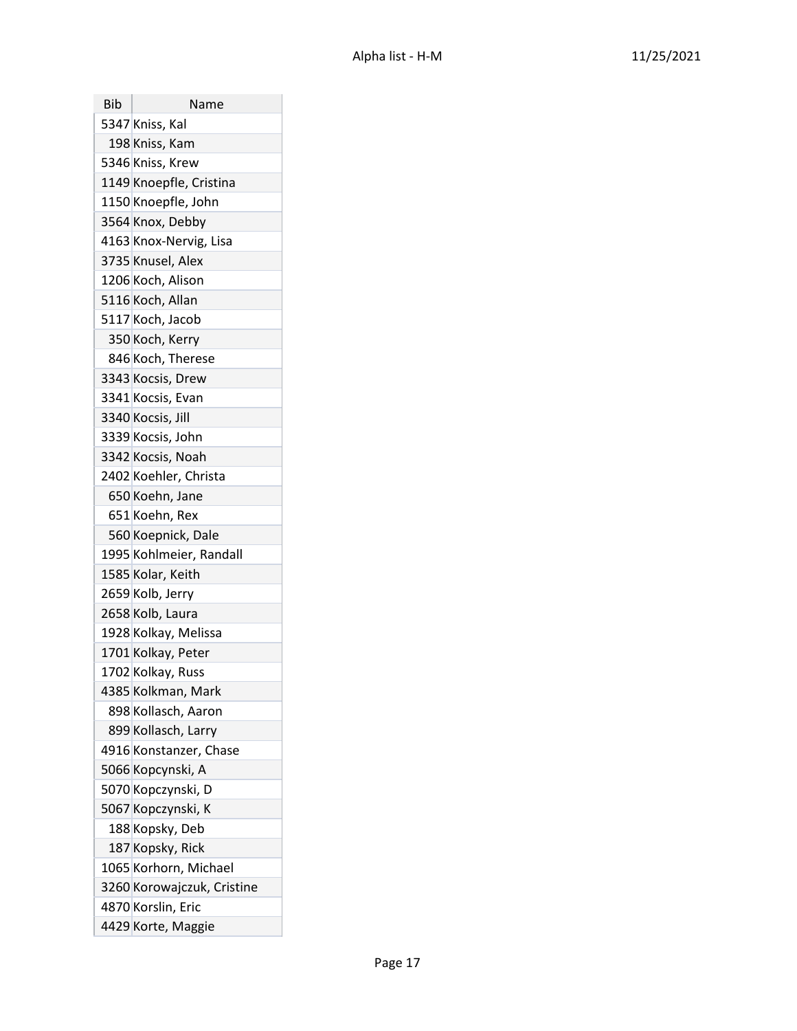| Bib | Name |
|---|---|
| 5347 | Kniss, Kal |
| 198 | Kniss, Kam |
| 5346 | Kniss, Krew |
| 1149 | Knoepfle, Cristina |
| 1150 | Knoepfle, John |
| 3564 | Knox, Debby |
| 4163 | Knox-Nervig, Lisa |
| 3735 | Knusel, Alex |
| 1206 | Koch, Alison |
| 5116 | Koch, Allan |
| 5117 | Koch, Jacob |
| 350 | Koch, Kerry |
| 846 | Koch, Therese |
| 3343 | Kocsis, Drew |
| 3341 | Kocsis, Evan |
| 3340 | Kocsis, Jill |
| 3339 | Kocsis, John |
| 3342 | Kocsis, Noah |
| 2402 | Koehler, Christa |
| 650 | Koehn, Jane |
| 651 | Koehn, Rex |
| 560 | Koepnick, Dale |
| 1995 | Kohlmeier, Randall |
| 1585 | Kolar, Keith |
| 2659 | Kolb, Jerry |
| 2658 | Kolb, Laura |
| 1928 | Kolkay, Melissa |
| 1701 | Kolkay, Peter |
| 1702 | Kolkay, Russ |
| 4385 | Kolkman, Mark |
| 898 | Kollasch, Aaron |
| 899 | Kollasch, Larry |
| 4916 | Konstanzer, Chase |
| 5066 | Kopcynski, A |
| 5070 | Kopczynski, D |
| 5067 | Kopczynski, K |
| 188 | Kopsky, Deb |
| 187 | Kopsky, Rick |
| 1065 | Korhorn, Michael |
| 3260 | Korowajczuk, Cristine |
| 4870 | Korslin, Eric |
| 4429 | Korte, Maggie |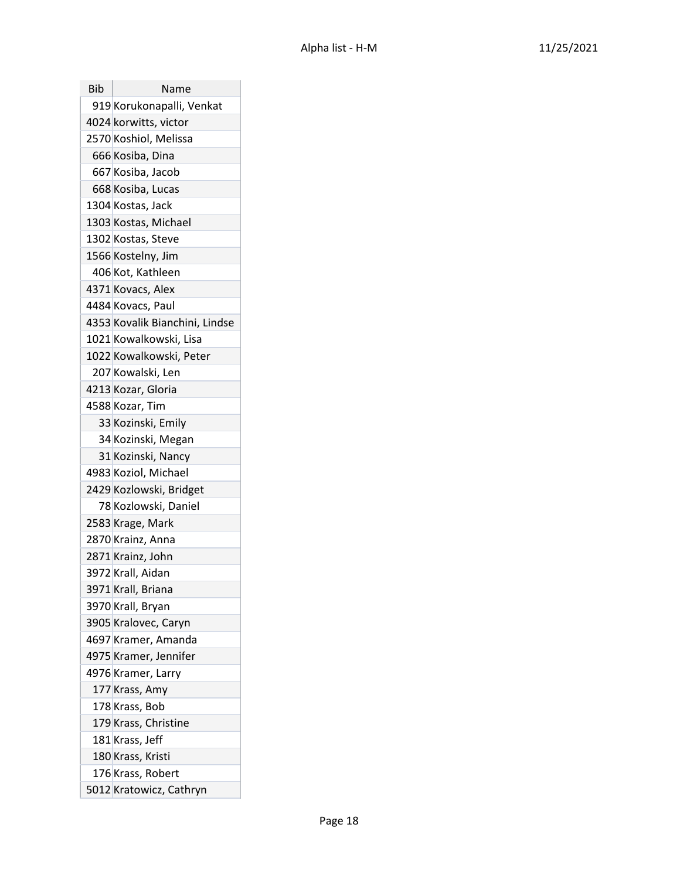| Bib | Name |
|---|---|
| 919 | Korukonapalli, Venkat |
| 4024 | korwitts, victor |
| 2570 | Koshiol, Melissa |
| 666 | Kosiba, Dina |
| 667 | Kosiba, Jacob |
| 668 | Kosiba, Lucas |
| 1304 | Kostas, Jack |
| 1303 | Kostas, Michael |
| 1302 | Kostas, Steve |
| 1566 | Kostelny, Jim |
| 406 | Kot, Kathleen |
| 4371 | Kovacs, Alex |
| 4484 | Kovacs, Paul |
| 4353 | Kovalik Bianchini, Lindse |
| 1021 | Kowalkowski, Lisa |
| 1022 | Kowalkowski, Peter |
| 207 | Kowalski, Len |
| 4213 | Kozar, Gloria |
| 4588 | Kozar, Tim |
| 33 | Kozinski, Emily |
| 34 | Kozinski, Megan |
| 31 | Kozinski, Nancy |
| 4983 | Koziol, Michael |
| 2429 | Kozlowski, Bridget |
| 78 | Kozlowski, Daniel |
| 2583 | Krage, Mark |
| 2870 | Krainz, Anna |
| 2871 | Krainz, John |
| 3972 | Krall, Aidan |
| 3971 | Krall, Briana |
| 3970 | Krall, Bryan |
| 3905 | Kralovec, Caryn |
| 4697 | Kramer, Amanda |
| 4975 | Kramer, Jennifer |
| 4976 | Kramer, Larry |
| 177 | Krass, Amy |
| 178 | Krass, Bob |
| 179 | Krass, Christine |
| 181 | Krass, Jeff |
| 180 | Krass, Kristi |
| 176 | Krass, Robert |
| 5012 | Kratowicz, Cathryn |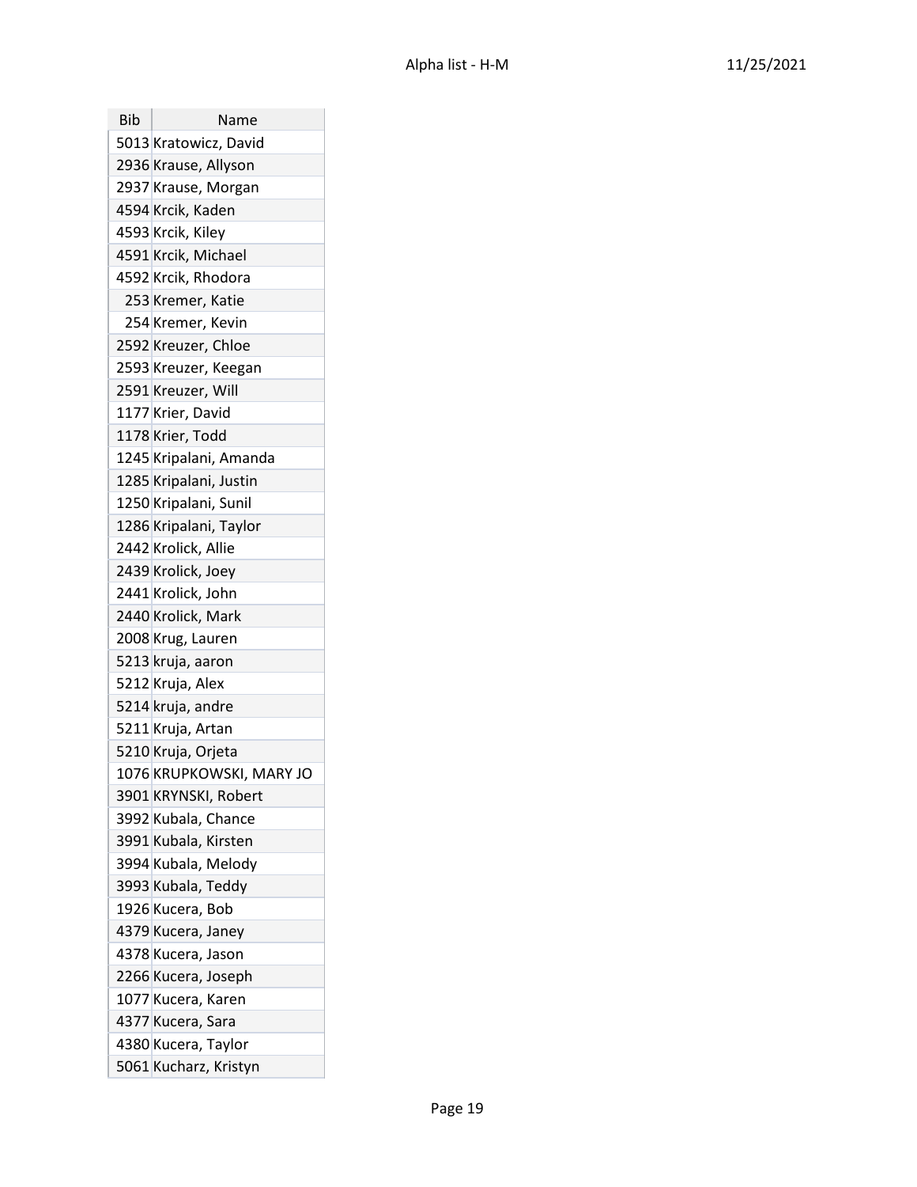| Bib | Name |
|---|---|
| 5013 | Kratowicz, David |
| 2936 | Krause, Allyson |
| 2937 | Krause, Morgan |
| 4594 | Krcik, Kaden |
| 4593 | Krcik, Kiley |
| 4591 | Krcik, Michael |
| 4592 | Krcik, Rhodora |
| 253 | Kremer, Katie |
| 254 | Kremer, Kevin |
| 2592 | Kreuzer, Chloe |
| 2593 | Kreuzer, Keegan |
| 2591 | Kreuzer, Will |
| 1177 | Krier, David |
| 1178 | Krier, Todd |
| 1245 | Kripalani, Amanda |
| 1285 | Kripalani, Justin |
| 1250 | Kripalani, Sunil |
| 1286 | Kripalani, Taylor |
| 2442 | Krolick, Allie |
| 2439 | Krolick, Joey |
| 2441 | Krolick, John |
| 2440 | Krolick, Mark |
| 2008 | Krug, Lauren |
| 5213 | kruja, aaron |
| 5212 | Kruja, Alex |
| 5214 | kruja, andre |
| 5211 | Kruja, Artan |
| 5210 | Kruja, Orjeta |
| 1076 | KRUPKOWSKI, MARY JO |
| 3901 | KRYNSKI, Robert |
| 3992 | Kubala, Chance |
| 3991 | Kubala, Kirsten |
| 3994 | Kubala, Melody |
| 3993 | Kubala, Teddy |
| 1926 | Kucera, Bob |
| 4379 | Kucera, Janey |
| 4378 | Kucera, Jason |
| 2266 | Kucera, Joseph |
| 1077 | Kucera, Karen |
| 4377 | Kucera, Sara |
| 4380 | Kucera, Taylor |
| 5061 | Kucharz, Kristyn |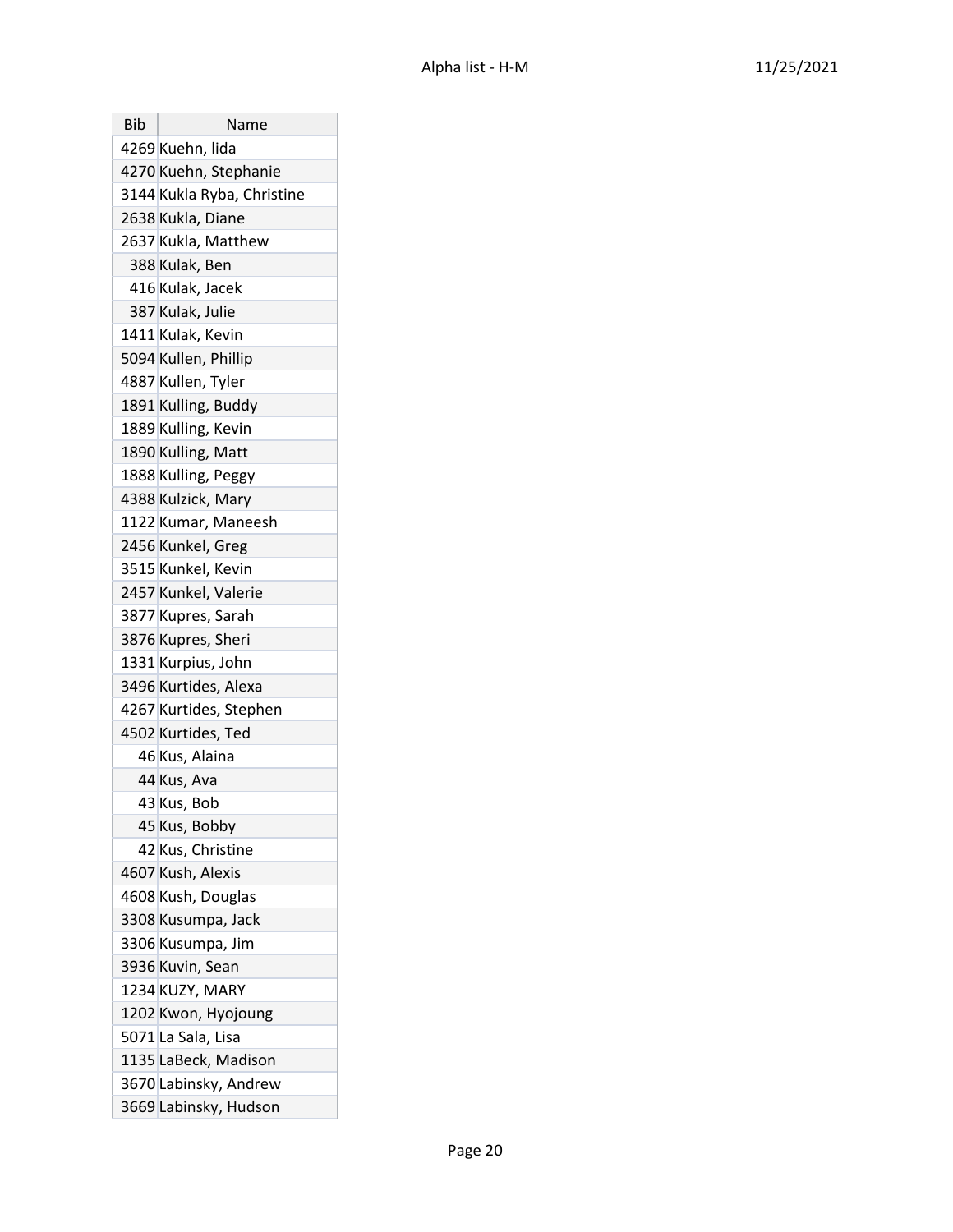| Bib | Name |
| --- | --- |
| 4269 | Kuehn, lida |
| 4270 | Kuehn, Stephanie |
| 3144 | Kukla Ryba, Christine |
| 2638 | Kukla, Diane |
| 2637 | Kukla, Matthew |
| 388 | Kulak, Ben |
| 416 | Kulak, Jacek |
| 387 | Kulak, Julie |
| 1411 | Kulak, Kevin |
| 5094 | Kullen, Phillip |
| 4887 | Kullen, Tyler |
| 1891 | Kulling, Buddy |
| 1889 | Kulling, Kevin |
| 1890 | Kulling, Matt |
| 1888 | Kulling, Peggy |
| 4388 | Kulzick, Mary |
| 1122 | Kumar, Maneesh |
| 2456 | Kunkel, Greg |
| 3515 | Kunkel, Kevin |
| 2457 | Kunkel, Valerie |
| 3877 | Kupres, Sarah |
| 3876 | Kupres, Sheri |
| 1331 | Kurpius, John |
| 3496 | Kurtides, Alexa |
| 4267 | Kurtides, Stephen |
| 4502 | Kurtides, Ted |
| 46 | Kus, Alaina |
| 44 | Kus, Ava |
| 43 | Kus, Bob |
| 45 | Kus, Bobby |
| 42 | Kus, Christine |
| 4607 | Kush, Alexis |
| 4608 | Kush, Douglas |
| 3308 | Kusumpa, Jack |
| 3306 | Kusumpa, Jim |
| 3936 | Kuvin, Sean |
| 1234 | KUZY, MARY |
| 1202 | Kwon, Hyojoung |
| 5071 | La Sala, Lisa |
| 1135 | LaBeck, Madison |
| 3670 | Labinsky, Andrew |
| 3669 | Labinsky, Hudson |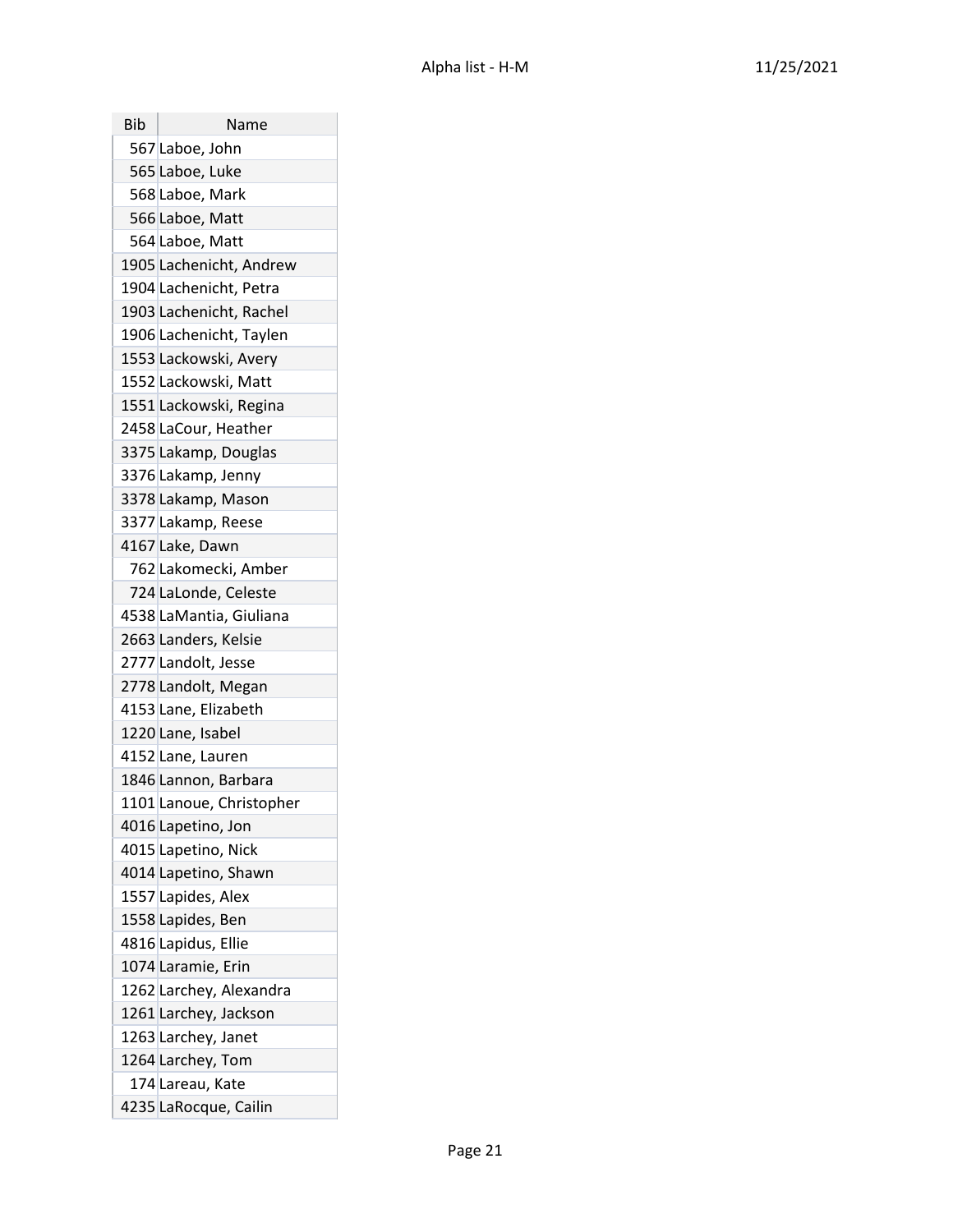| Bib | Name |
|---|---|
| 567 | Laboe, John |
| 565 | Laboe, Luke |
| 568 | Laboe, Mark |
| 566 | Laboe, Matt |
| 564 | Laboe, Matt |
| 1905 | Lachenicht, Andrew |
| 1904 | Lachenicht, Petra |
| 1903 | Lachenicht, Rachel |
| 1906 | Lachenicht, Taylen |
| 1553 | Lackowski, Avery |
| 1552 | Lackowski, Matt |
| 1551 | Lackowski, Regina |
| 2458 | LaCour, Heather |
| 3375 | Lakamp, Douglas |
| 3376 | Lakamp, Jenny |
| 3378 | Lakamp, Mason |
| 3377 | Lakamp, Reese |
| 4167 | Lake, Dawn |
| 762 | Lakomecki, Amber |
| 724 | LaLonde, Celeste |
| 4538 | LaMantia, Giuliana |
| 2663 | Landers, Kelsie |
| 2777 | Landolt, Jesse |
| 2778 | Landolt, Megan |
| 4153 | Lane, Elizabeth |
| 1220 | Lane, Isabel |
| 4152 | Lane, Lauren |
| 1846 | Lannon, Barbara |
| 1101 | Lanoue, Christopher |
| 4016 | Lapetino, Jon |
| 4015 | Lapetino, Nick |
| 4014 | Lapetino, Shawn |
| 1557 | Lapides, Alex |
| 1558 | Lapides, Ben |
| 4816 | Lapidus, Ellie |
| 1074 | Laramie, Erin |
| 1262 | Larchey, Alexandra |
| 1261 | Larchey, Jackson |
| 1263 | Larchey, Janet |
| 1264 | Larchey, Tom |
| 174 | Lareau, Kate |
| 4235 | LaRocque, Cailin |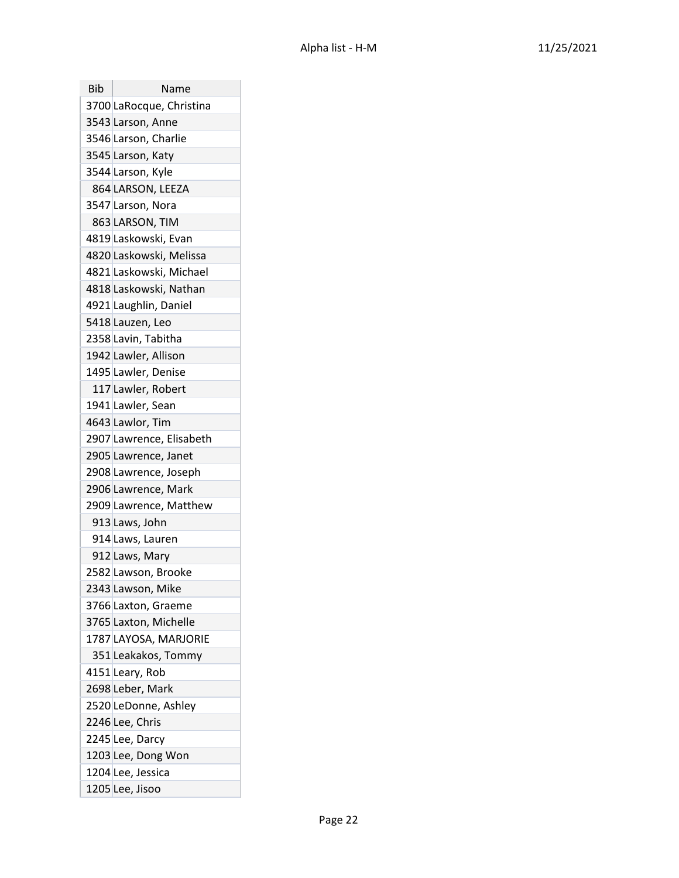| Bib | Name |
| --- | --- |
| 3700 | LaRocque, Christina |
| 3543 | Larson, Anne |
| 3546 | Larson, Charlie |
| 3545 | Larson, Katy |
| 3544 | Larson, Kyle |
| 864 | LARSON, LEEZA |
| 3547 | Larson, Nora |
| 863 | LARSON, TIM |
| 4819 | Laskowski, Evan |
| 4820 | Laskowski, Melissa |
| 4821 | Laskowski, Michael |
| 4818 | Laskowski, Nathan |
| 4921 | Laughlin, Daniel |
| 5418 | Lauzen, Leo |
| 2358 | Lavin, Tabitha |
| 1942 | Lawler, Allison |
| 1495 | Lawler, Denise |
| 117 | Lawler, Robert |
| 1941 | Lawler, Sean |
| 4643 | Lawlor, Tim |
| 2907 | Lawrence, Elisabeth |
| 2905 | Lawrence, Janet |
| 2908 | Lawrence, Joseph |
| 2906 | Lawrence, Mark |
| 2909 | Lawrence, Matthew |
| 913 | Laws, John |
| 914 | Laws, Lauren |
| 912 | Laws, Mary |
| 2582 | Lawson, Brooke |
| 2343 | Lawson, Mike |
| 3766 | Laxton, Graeme |
| 3765 | Laxton, Michelle |
| 1787 | LAYOSA, MARJORIE |
| 351 | Leakakos, Tommy |
| 4151 | Leary, Rob |
| 2698 | Leber, Mark |
| 2520 | LeDonne, Ashley |
| 2246 | Lee, Chris |
| 2245 | Lee, Darcy |
| 1203 | Lee, Dong Won |
| 1204 | Lee, Jessica |
| 1205 | Lee, Jisoo |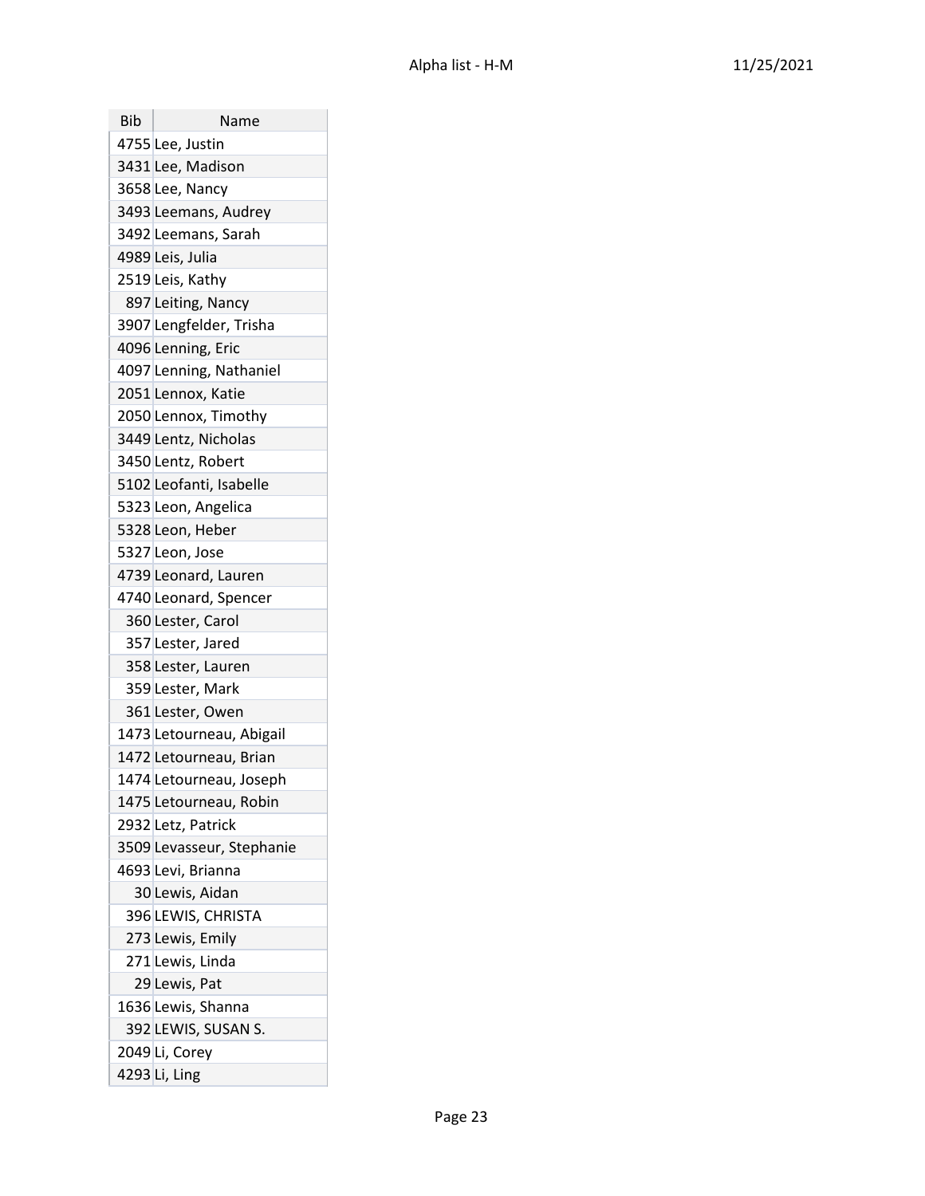| Bib | Name |
|---|---|
| 4755 | Lee, Justin |
| 3431 | Lee, Madison |
| 3658 | Lee, Nancy |
| 3493 | Leemans, Audrey |
| 3492 | Leemans, Sarah |
| 4989 | Leis, Julia |
| 2519 | Leis, Kathy |
| 897 | Leiting, Nancy |
| 3907 | Lengfelder, Trisha |
| 4096 | Lenning, Eric |
| 4097 | Lenning, Nathaniel |
| 2051 | Lennox, Katie |
| 2050 | Lennox, Timothy |
| 3449 | Lentz, Nicholas |
| 3450 | Lentz, Robert |
| 5102 | Leofanti, Isabelle |
| 5323 | Leon, Angelica |
| 5328 | Leon, Heber |
| 5327 | Leon, Jose |
| 4739 | Leonard, Lauren |
| 4740 | Leonard, Spencer |
| 360 | Lester, Carol |
| 357 | Lester, Jared |
| 358 | Lester, Lauren |
| 359 | Lester, Mark |
| 361 | Lester, Owen |
| 1473 | Letourneau, Abigail |
| 1472 | Letourneau, Brian |
| 1474 | Letourneau, Joseph |
| 1475 | Letourneau, Robin |
| 2932 | Letz, Patrick |
| 3509 | Levasseur, Stephanie |
| 4693 | Levi, Brianna |
| 30 | Lewis, Aidan |
| 396 | LEWIS, CHRISTA |
| 273 | Lewis, Emily |
| 271 | Lewis, Linda |
| 29 | Lewis, Pat |
| 1636 | Lewis, Shanna |
| 392 | LEWIS, SUSAN S. |
| 2049 | Li, Corey |
| 4293 | Li, Ling |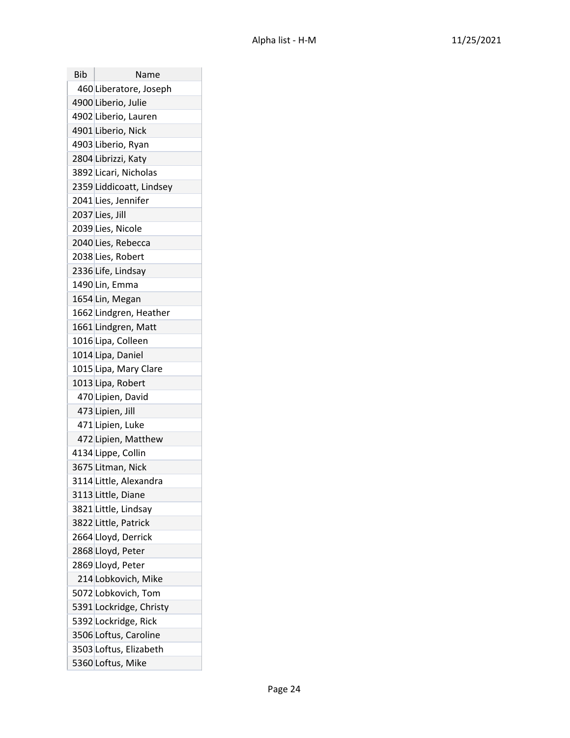| Bib | Name |
|---|---|
| 460 | Liberatore, Joseph |
| 4900 | Liberio, Julie |
| 4902 | Liberio, Lauren |
| 4901 | Liberio, Nick |
| 4903 | Liberio, Ryan |
| 2804 | Librizzi, Katy |
| 3892 | Licari, Nicholas |
| 2359 | Liddicoatt, Lindsey |
| 2041 | Lies, Jennifer |
| 2037 | Lies, Jill |
| 2039 | Lies, Nicole |
| 2040 | Lies, Rebecca |
| 2038 | Lies, Robert |
| 2336 | Life, Lindsay |
| 1490 | Lin, Emma |
| 1654 | Lin, Megan |
| 1662 | Lindgren, Heather |
| 1661 | Lindgren, Matt |
| 1016 | Lipa, Colleen |
| 1014 | Lipa, Daniel |
| 1015 | Lipa, Mary Clare |
| 1013 | Lipa, Robert |
| 470 | Lipien, David |
| 473 | Lipien, Jill |
| 471 | Lipien, Luke |
| 472 | Lipien, Matthew |
| 4134 | Lippe, Collin |
| 3675 | Litman, Nick |
| 3114 | Little, Alexandra |
| 3113 | Little, Diane |
| 3821 | Little, Lindsay |
| 3822 | Little, Patrick |
| 2664 | Lloyd, Derrick |
| 2868 | Lloyd, Peter |
| 2869 | Lloyd, Peter |
| 214 | Lobkovich, Mike |
| 5072 | Lobkovich, Tom |
| 5391 | Lockridge, Christy |
| 5392 | Lockridge, Rick |
| 3506 | Loftus, Caroline |
| 3503 | Loftus, Elizabeth |
| 5360 | Loftus, Mike |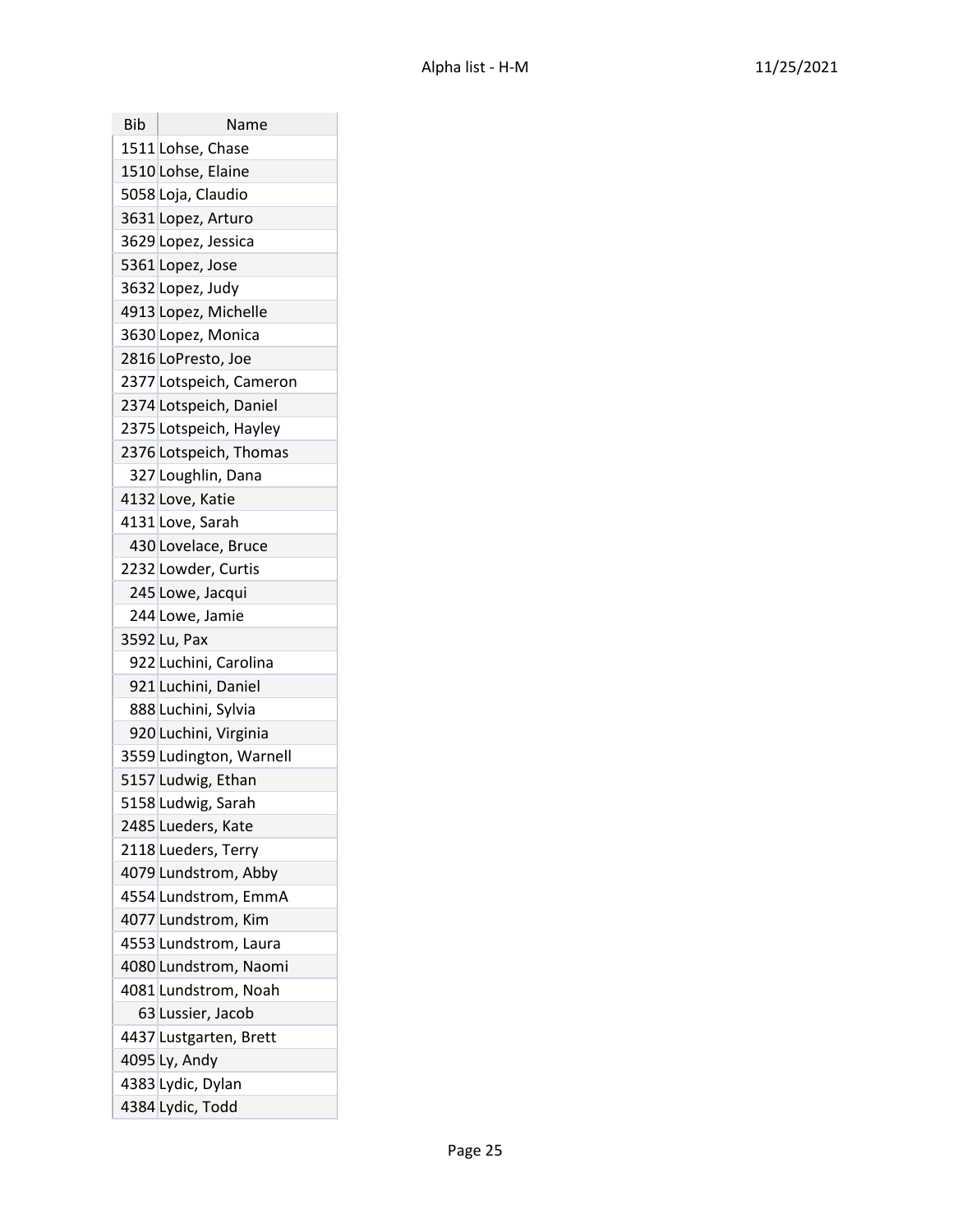| Bib | Name |
|---|---|
| 1511 | Lohse, Chase |
| 1510 | Lohse, Elaine |
| 5058 | Loja, Claudio |
| 3631 | Lopez, Arturo |
| 3629 | Lopez, Jessica |
| 5361 | Lopez, Jose |
| 3632 | Lopez, Judy |
| 4913 | Lopez, Michelle |
| 3630 | Lopez, Monica |
| 2816 | LoPresto, Joe |
| 2377 | Lotspeich, Cameron |
| 2374 | Lotspeich, Daniel |
| 2375 | Lotspeich, Hayley |
| 2376 | Lotspeich, Thomas |
| 327 | Loughlin, Dana |
| 4132 | Love, Katie |
| 4131 | Love, Sarah |
| 430 | Lovelace, Bruce |
| 2232 | Lowder, Curtis |
| 245 | Lowe, Jacqui |
| 244 | Lowe, Jamie |
| 3592 | Lu, Pax |
| 922 | Luchini, Carolina |
| 921 | Luchini, Daniel |
| 888 | Luchini, Sylvia |
| 920 | Luchini, Virginia |
| 3559 | Ludington, Warnell |
| 5157 | Ludwig, Ethan |
| 5158 | Ludwig, Sarah |
| 2485 | Lueders, Kate |
| 2118 | Lueders, Terry |
| 4079 | Lundstrom, Abby |
| 4554 | Lundstrom, EmmA |
| 4077 | Lundstrom, Kim |
| 4553 | Lundstrom, Laura |
| 4080 | Lundstrom, Naomi |
| 4081 | Lundstrom, Noah |
| 63 | Lussier, Jacob |
| 4437 | Lustgarten, Brett |
| 4095 | Ly, Andy |
| 4383 | Lydic, Dylan |
| 4384 | Lydic, Todd |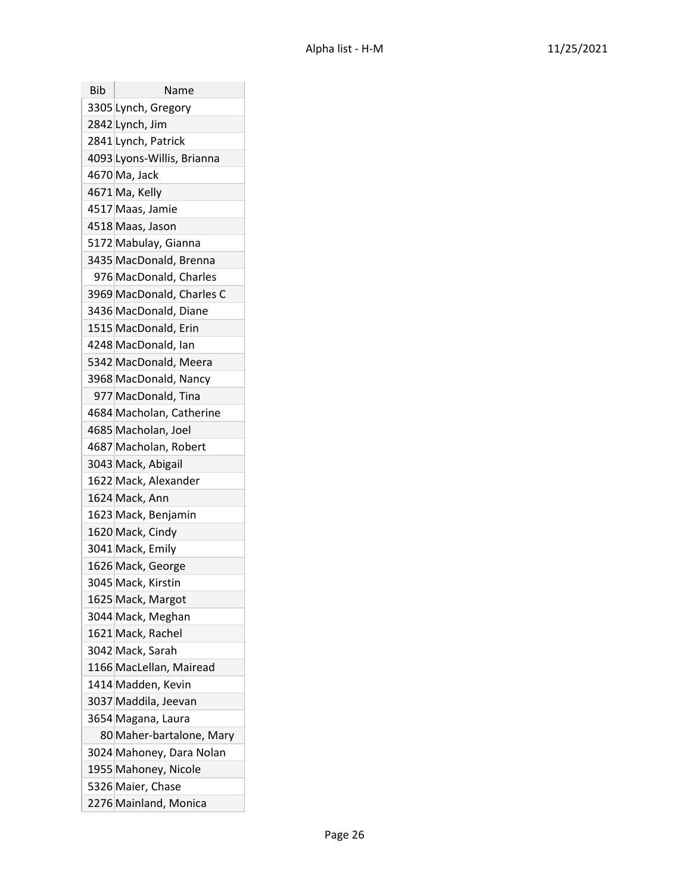| Bib | Name |
| --- | --- |
| 3305 | Lynch, Gregory |
| 2842 | Lynch, Jim |
| 2841 | Lynch, Patrick |
| 4093 | Lyons-Willis, Brianna |
| 4670 | Ma, Jack |
| 4671 | Ma, Kelly |
| 4517 | Maas, Jamie |
| 4518 | Maas, Jason |
| 5172 | Mabulay, Gianna |
| 3435 | MacDonald, Brenna |
| 976 | MacDonald, Charles |
| 3969 | MacDonald, Charles C |
| 3436 | MacDonald, Diane |
| 1515 | MacDonald, Erin |
| 4248 | MacDonald, Ian |
| 5342 | MacDonald, Meera |
| 3968 | MacDonald, Nancy |
| 977 | MacDonald, Tina |
| 4684 | Macholan, Catherine |
| 4685 | Macholan, Joel |
| 4687 | Macholan, Robert |
| 3043 | Mack, Abigail |
| 1622 | Mack, Alexander |
| 1624 | Mack, Ann |
| 1623 | Mack, Benjamin |
| 1620 | Mack, Cindy |
| 3041 | Mack, Emily |
| 1626 | Mack, George |
| 3045 | Mack, Kirstin |
| 1625 | Mack, Margot |
| 3044 | Mack, Meghan |
| 1621 | Mack, Rachel |
| 3042 | Mack, Sarah |
| 1166 | MacLellan, Mairead |
| 1414 | Madden, Kevin |
| 3037 | Maddila, Jeevan |
| 3654 | Magana, Laura |
| 80 | Maher-bartalone, Mary |
| 3024 | Mahoney, Dara Nolan |
| 1955 | Mahoney, Nicole |
| 5326 | Maier, Chase |
| 2276 | Mainland, Monica |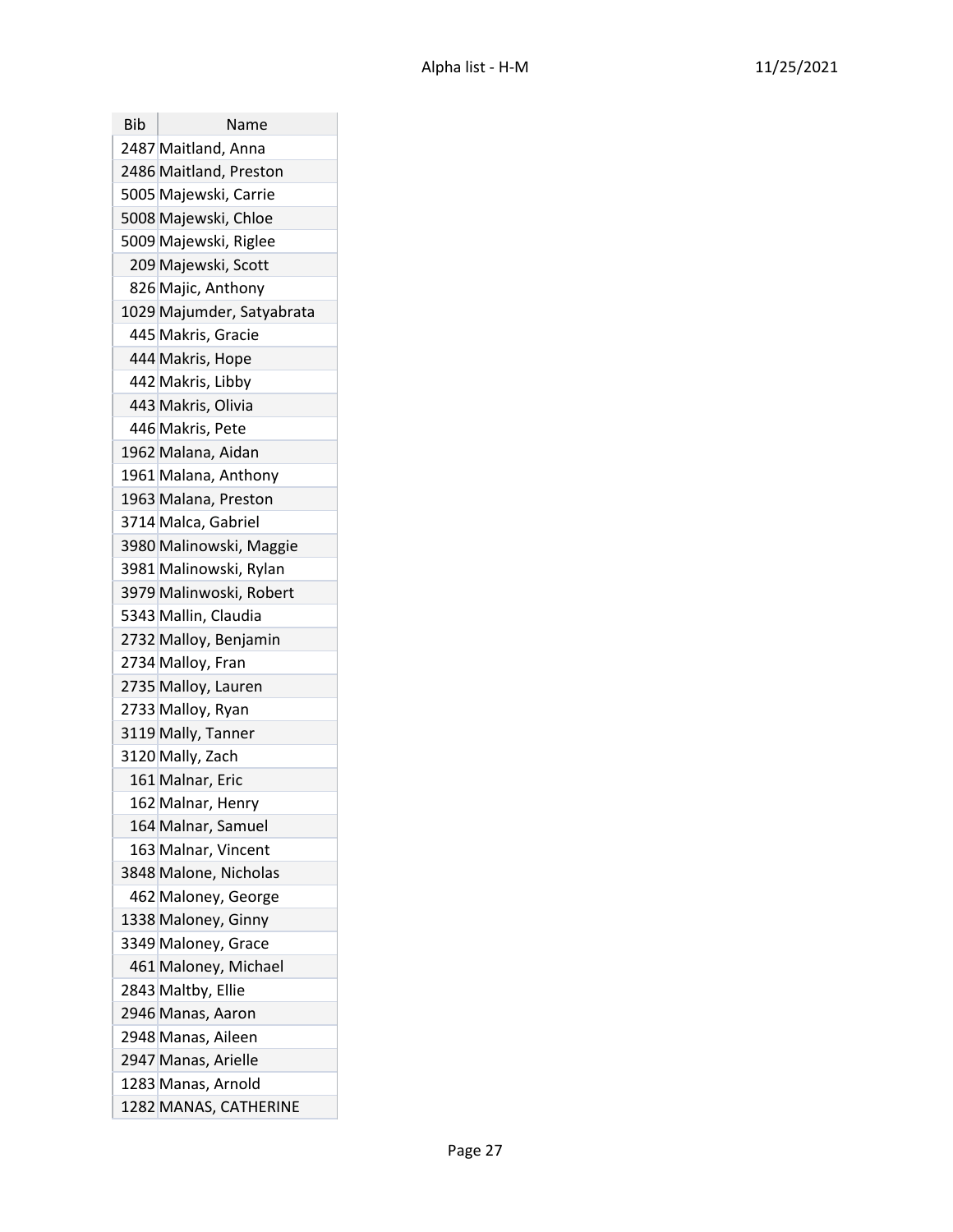| Bib | Name |
|---|---|
| 2487 | Maitland, Anna |
| 2486 | Maitland, Preston |
| 5005 | Majewski, Carrie |
| 5008 | Majewski, Chloe |
| 5009 | Majewski, Riglee |
| 209 | Majewski, Scott |
| 826 | Majic, Anthony |
| 1029 | Majumder, Satyabrata |
| 445 | Makris, Gracie |
| 444 | Makris, Hope |
| 442 | Makris, Libby |
| 443 | Makris, Olivia |
| 446 | Makris, Pete |
| 1962 | Malana, Aidan |
| 1961 | Malana, Anthony |
| 1963 | Malana, Preston |
| 3714 | Malca, Gabriel |
| 3980 | Malinowski, Maggie |
| 3981 | Malinowski, Rylan |
| 3979 | Malinwoski, Robert |
| 5343 | Mallin, Claudia |
| 2732 | Malloy, Benjamin |
| 2734 | Malloy, Fran |
| 2735 | Malloy, Lauren |
| 2733 | Malloy, Ryan |
| 3119 | Mally, Tanner |
| 3120 | Mally, Zach |
| 161 | Malnar, Eric |
| 162 | Malnar, Henry |
| 164 | Malnar, Samuel |
| 163 | Malnar, Vincent |
| 3848 | Malone, Nicholas |
| 462 | Maloney, George |
| 1338 | Maloney, Ginny |
| 3349 | Maloney, Grace |
| 461 | Maloney, Michael |
| 2843 | Maltby, Ellie |
| 2946 | Manas, Aaron |
| 2948 | Manas, Aileen |
| 2947 | Manas, Arielle |
| 1283 | Manas, Arnold |
| 1282 | MANAS, CATHERINE |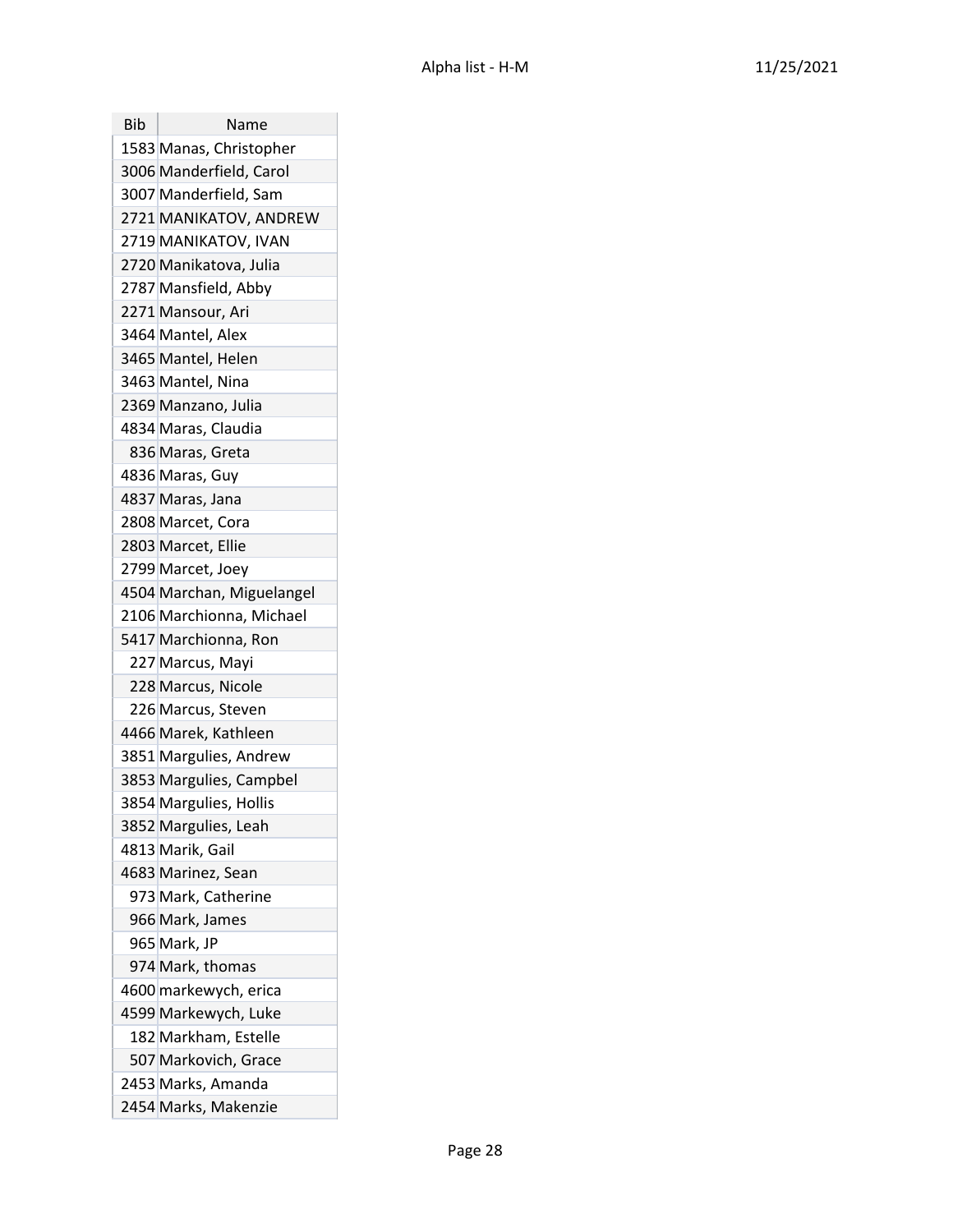| Bib | Name |
| --- | --- |
| 1583 | Manas, Christopher |
| 3006 | Manderfield, Carol |
| 3007 | Manderfield, Sam |
| 2721 | MANIKATOV, ANDREW |
| 2719 | MANIKATOV, IVAN |
| 2720 | Manikatova, Julia |
| 2787 | Mansfield, Abby |
| 2271 | Mansour, Ari |
| 3464 | Mantel, Alex |
| 3465 | Mantel, Helen |
| 3463 | Mantel, Nina |
| 2369 | Manzano, Julia |
| 4834 | Maras, Claudia |
| 836 | Maras, Greta |
| 4836 | Maras, Guy |
| 4837 | Maras, Jana |
| 2808 | Marcet, Cora |
| 2803 | Marcet, Ellie |
| 2799 | Marcet, Joey |
| 4504 | Marchan, Miguelangel |
| 2106 | Marchionna, Michael |
| 5417 | Marchionna, Ron |
| 227 | Marcus, Mayi |
| 228 | Marcus, Nicole |
| 226 | Marcus, Steven |
| 4466 | Marek, Kathleen |
| 3851 | Margulies, Andrew |
| 3853 | Margulies, Campbel |
| 3854 | Margulies, Hollis |
| 3852 | Margulies, Leah |
| 4813 | Marik, Gail |
| 4683 | Marinez, Sean |
| 973 | Mark, Catherine |
| 966 | Mark, James |
| 965 | Mark, JP |
| 974 | Mark, thomas |
| 4600 | markewych, erica |
| 4599 | Markewych, Luke |
| 182 | Markham, Estelle |
| 507 | Markovich, Grace |
| 2453 | Marks, Amanda |
| 2454 | Marks, Makenzie |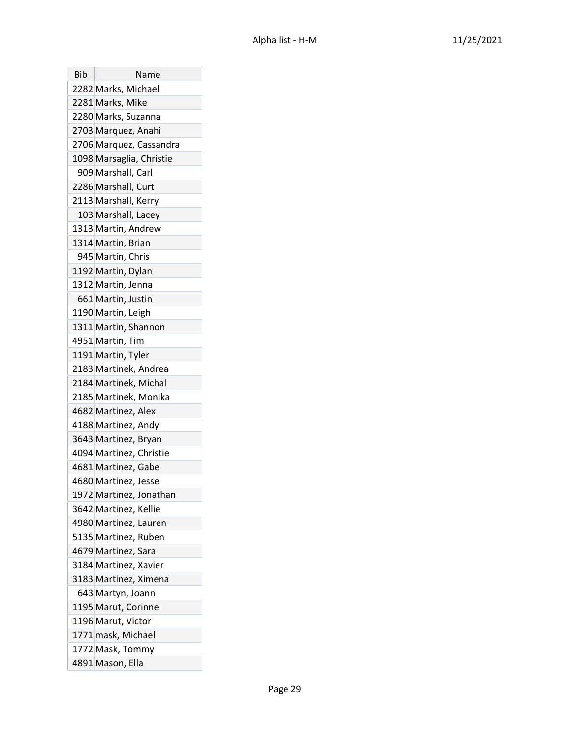| Bib | Name |
|---|---|
| 2282 | Marks, Michael |
| 2281 | Marks, Mike |
| 2280 | Marks, Suzanna |
| 2703 | Marquez, Anahi |
| 2706 | Marquez, Cassandra |
| 1098 | Marsaglia, Christie |
| 909 | Marshall, Carl |
| 2286 | Marshall, Curt |
| 2113 | Marshall, Kerry |
| 103 | Marshall, Lacey |
| 1313 | Martin, Andrew |
| 1314 | Martin, Brian |
| 945 | Martin, Chris |
| 1192 | Martin, Dylan |
| 1312 | Martin, Jenna |
| 661 | Martin, Justin |
| 1190 | Martin, Leigh |
| 1311 | Martin, Shannon |
| 4951 | Martin, Tim |
| 1191 | Martin, Tyler |
| 2183 | Martinek, Andrea |
| 2184 | Martinek, Michal |
| 2185 | Martinek, Monika |
| 4682 | Martinez, Alex |
| 4188 | Martinez, Andy |
| 3643 | Martinez, Bryan |
| 4094 | Martinez, Christie |
| 4681 | Martinez, Gabe |
| 4680 | Martinez, Jesse |
| 1972 | Martinez, Jonathan |
| 3642 | Martinez, Kellie |
| 4980 | Martinez, Lauren |
| 5135 | Martinez, Ruben |
| 4679 | Martinez, Sara |
| 3184 | Martinez, Xavier |
| 3183 | Martinez, Ximena |
| 643 | Martyn, Joann |
| 1195 | Marut, Corinne |
| 1196 | Marut, Victor |
| 1771 | mask, Michael |
| 1772 | Mask, Tommy |
| 4891 | Mason, Ella |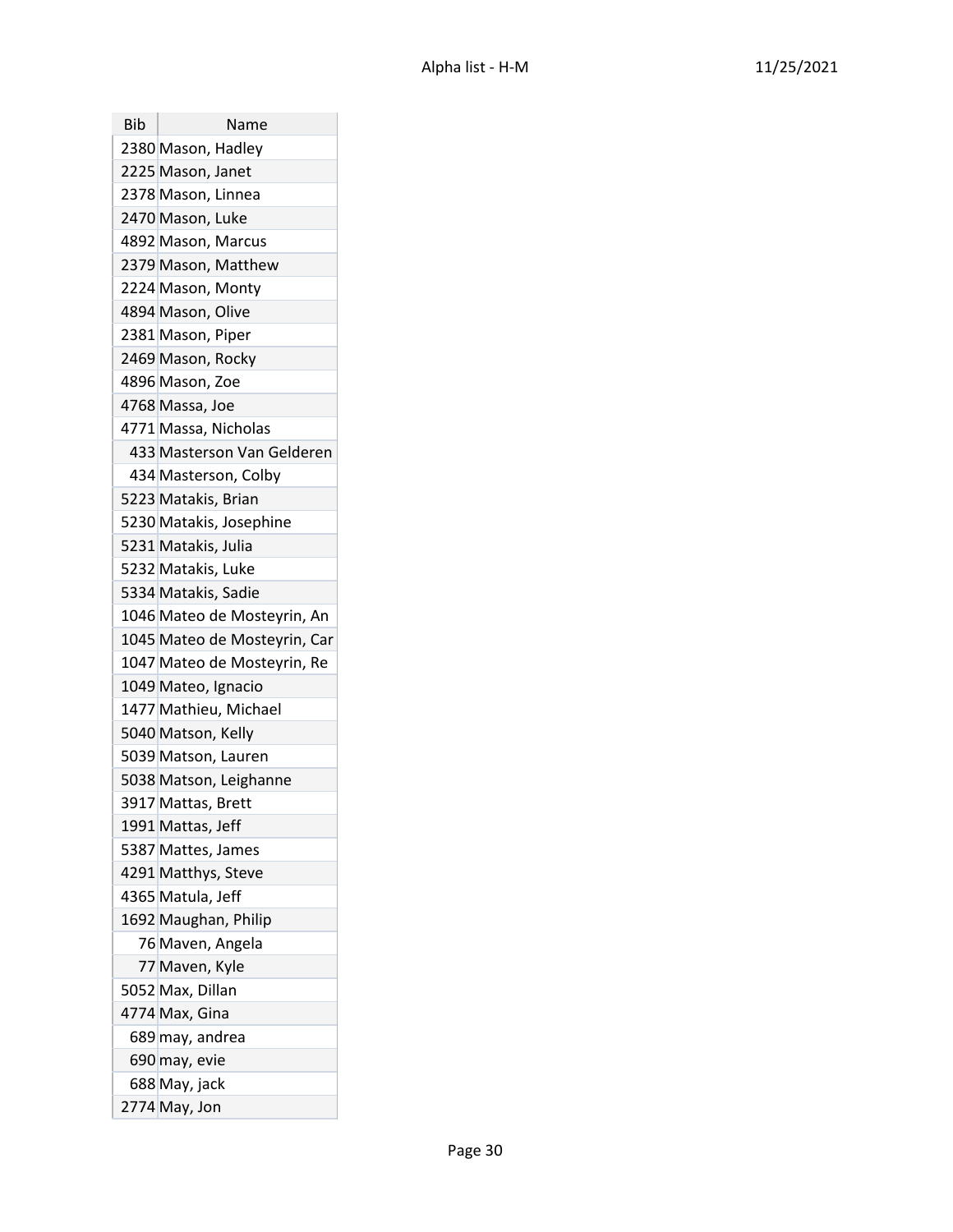| Bib | Name |
| --- | --- |
| 2380 | Mason, Hadley |
| 2225 | Mason, Janet |
| 2378 | Mason, Linnea |
| 2470 | Mason, Luke |
| 4892 | Mason, Marcus |
| 2379 | Mason, Matthew |
| 2224 | Mason, Monty |
| 4894 | Mason, Olive |
| 2381 | Mason, Piper |
| 2469 | Mason, Rocky |
| 4896 | Mason, Zoe |
| 4768 | Massa, Joe |
| 4771 | Massa, Nicholas |
| 433 | Masterson Van Gelderen |
| 434 | Masterson, Colby |
| 5223 | Matakis, Brian |
| 5230 | Matakis, Josephine |
| 5231 | Matakis, Julia |
| 5232 | Matakis, Luke |
| 5334 | Matakis, Sadie |
| 1046 | Mateo de Mosteyrin, An |
| 1045 | Mateo de Mosteyrin, Car |
| 1047 | Mateo de Mosteyrin, Re |
| 1049 | Mateo, Ignacio |
| 1477 | Mathieu, Michael |
| 5040 | Matson, Kelly |
| 5039 | Matson, Lauren |
| 5038 | Matson, Leighanne |
| 3917 | Mattas, Brett |
| 1991 | Mattas, Jeff |
| 5387 | Mattes, James |
| 4291 | Matthys, Steve |
| 4365 | Matula, Jeff |
| 1692 | Maughan, Philip |
| 76 | Maven, Angela |
| 77 | Maven, Kyle |
| 5052 | Max, Dillan |
| 4774 | Max, Gina |
| 689 | may, andrea |
| 690 | may, evie |
| 688 | May, jack |
| 2774 | May, Jon |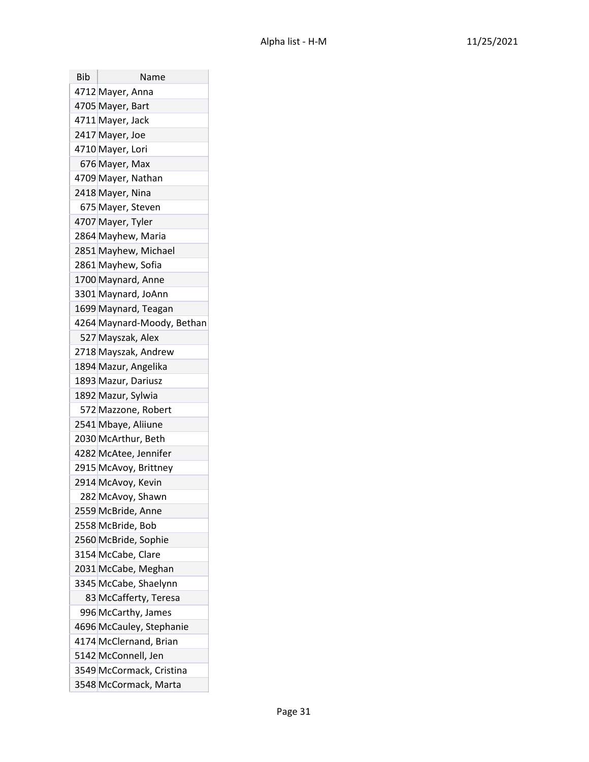| Bib | Name |
| --- | --- |
| 4712 | Mayer, Anna |
| 4705 | Mayer, Bart |
| 4711 | Mayer, Jack |
| 2417 | Mayer, Joe |
| 4710 | Mayer, Lori |
| 676 | Mayer, Max |
| 4709 | Mayer, Nathan |
| 2418 | Mayer, Nina |
| 675 | Mayer, Steven |
| 4707 | Mayer, Tyler |
| 2864 | Mayhew, Maria |
| 2851 | Mayhew, Michael |
| 2861 | Mayhew, Sofia |
| 1700 | Maynard, Anne |
| 3301 | Maynard, JoAnn |
| 1699 | Maynard, Teagan |
| 4264 | Maynard-Moody, Bethan |
| 527 | Mayszak, Alex |
| 2718 | Mayszak, Andrew |
| 1894 | Mazur, Angelika |
| 1893 | Mazur, Dariusz |
| 1892 | Mazur, Sylwia |
| 572 | Mazzone, Robert |
| 2541 | Mbaye, Aliiune |
| 2030 | McArthur, Beth |
| 4282 | McAtee, Jennifer |
| 2915 | McAvoy, Brittney |
| 2914 | McAvoy, Kevin |
| 282 | McAvoy, Shawn |
| 2559 | McBride, Anne |
| 2558 | McBride, Bob |
| 2560 | McBride, Sophie |
| 3154 | McCabe, Clare |
| 2031 | McCabe, Meghan |
| 3345 | McCabe, Shaelynn |
| 83 | McCafferty, Teresa |
| 996 | McCarthy, James |
| 4696 | McCauley, Stephanie |
| 4174 | McClernand, Brian |
| 5142 | McConnell, Jen |
| 3549 | McCormack, Cristina |
| 3548 | McCormack, Marta |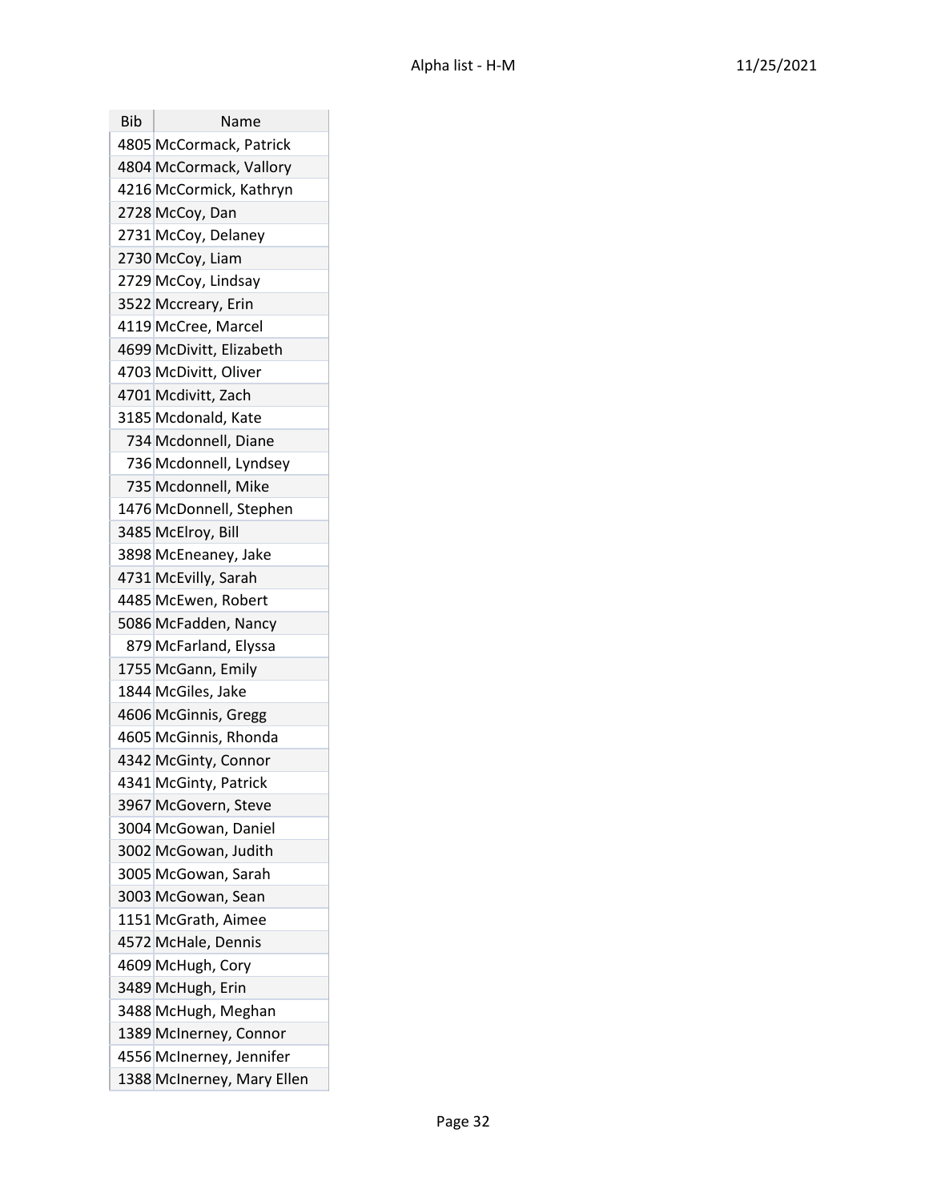| Bib | Name |
| --- | --- |
| 4805 | McCormack, Patrick |
| 4804 | McCormack, Vallory |
| 4216 | McCormick, Kathryn |
| 2728 | McCoy, Dan |
| 2731 | McCoy, Delaney |
| 2730 | McCoy, Liam |
| 2729 | McCoy, Lindsay |
| 3522 | Mccreary, Erin |
| 4119 | McCree, Marcel |
| 4699 | McDivitt, Elizabeth |
| 4703 | McDivitt, Oliver |
| 4701 | Mcdivitt, Zach |
| 3185 | Mcdonald, Kate |
| 734 | Mcdonnell, Diane |
| 736 | Mcdonnell, Lyndsey |
| 735 | Mcdonnell, Mike |
| 1476 | McDonnell, Stephen |
| 3485 | McElroy, Bill |
| 3898 | McEneaney, Jake |
| 4731 | McEvilly, Sarah |
| 4485 | McEwen, Robert |
| 5086 | McFadden, Nancy |
| 879 | McFarland, Elyssa |
| 1755 | McGann, Emily |
| 1844 | McGiles, Jake |
| 4606 | McGinnis, Gregg |
| 4605 | McGinnis, Rhonda |
| 4342 | McGinty, Connor |
| 4341 | McGinty, Patrick |
| 3967 | McGovern, Steve |
| 3004 | McGowan, Daniel |
| 3002 | McGowan, Judith |
| 3005 | McGowan, Sarah |
| 3003 | McGowan, Sean |
| 1151 | McGrath, Aimee |
| 4572 | McHale, Dennis |
| 4609 | McHugh, Cory |
| 3489 | McHugh, Erin |
| 3488 | McHugh, Meghan |
| 1389 | McInerney, Connor |
| 4556 | McInerney, Jennifer |
| 1388 | McInerney, Mary Ellen |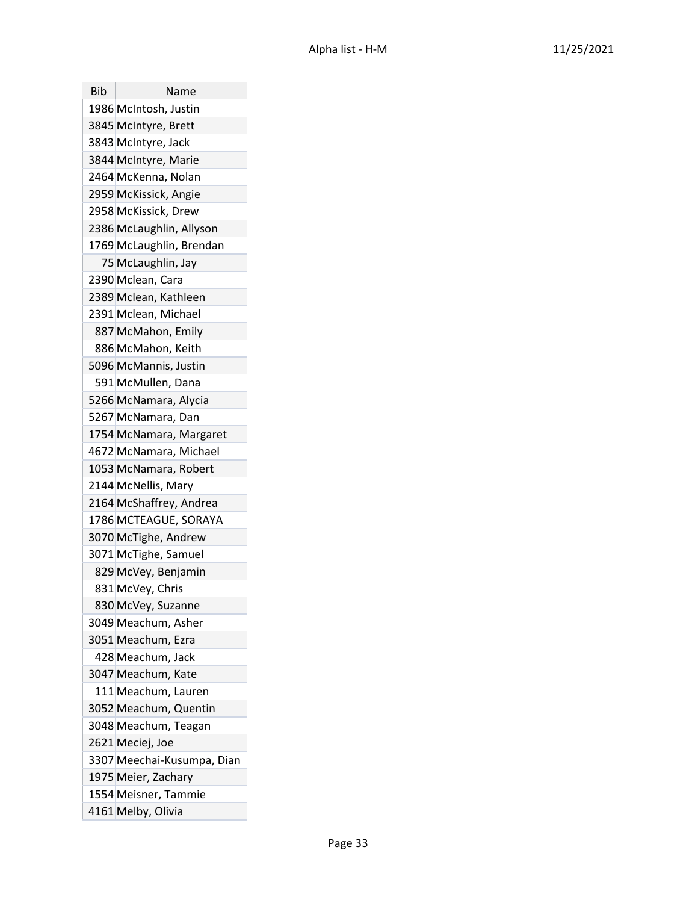| Bib | Name |
|---|---|
| 1986 | McIntosh, Justin |
| 3845 | McIntyre, Brett |
| 3843 | McIntyre, Jack |
| 3844 | McIntyre, Marie |
| 2464 | McKenna, Nolan |
| 2959 | McKissick, Angie |
| 2958 | McKissick, Drew |
| 2386 | McLaughlin, Allyson |
| 1769 | McLaughlin, Brendan |
| 75 | McLaughlin, Jay |
| 2390 | Mclean, Cara |
| 2389 | Mclean, Kathleen |
| 2391 | Mclean, Michael |
| 887 | McMahon, Emily |
| 886 | McMahon, Keith |
| 5096 | McMannis, Justin |
| 591 | McMullen, Dana |
| 5266 | McNamara, Alycia |
| 5267 | McNamara, Dan |
| 1754 | McNamara, Margaret |
| 4672 | McNamara, Michael |
| 1053 | McNamara, Robert |
| 2144 | McNellis, Mary |
| 2164 | McShaffrey, Andrea |
| 1786 | MCTEAGUE, SORAYA |
| 3070 | McTighe, Andrew |
| 3071 | McTighe, Samuel |
| 829 | McVey, Benjamin |
| 831 | McVey, Chris |
| 830 | McVey, Suzanne |
| 3049 | Meachum, Asher |
| 3051 | Meachum, Ezra |
| 428 | Meachum, Jack |
| 3047 | Meachum, Kate |
| 111 | Meachum, Lauren |
| 3052 | Meachum, Quentin |
| 3048 | Meachum, Teagan |
| 2621 | Meciej, Joe |
| 3307 | Meechai-Kusumpa, Dian |
| 1975 | Meier, Zachary |
| 1554 | Meisner, Tammie |
| 4161 | Melby, Olivia |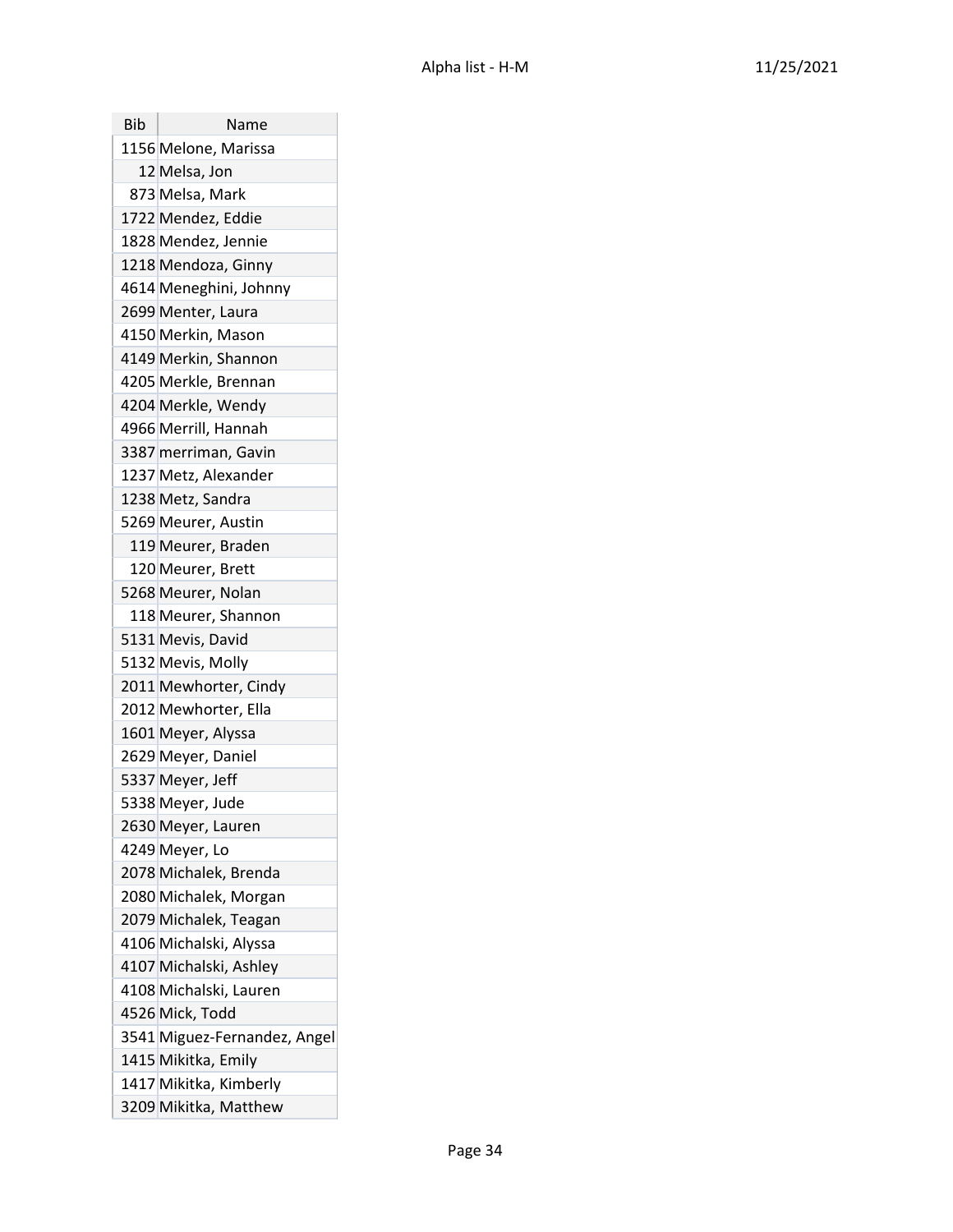| Bib | Name |
|---|---|
| 1156 | Melone, Marissa |
| 12 | Melsa, Jon |
| 873 | Melsa, Mark |
| 1722 | Mendez, Eddie |
| 1828 | Mendez, Jennie |
| 1218 | Mendoza, Ginny |
| 4614 | Meneghini, Johnny |
| 2699 | Menter, Laura |
| 4150 | Merkin, Mason |
| 4149 | Merkin, Shannon |
| 4205 | Merkle, Brennan |
| 4204 | Merkle, Wendy |
| 4966 | Merrill, Hannah |
| 3387 | merriman, Gavin |
| 1237 | Metz, Alexander |
| 1238 | Metz, Sandra |
| 5269 | Meurer, Austin |
| 119 | Meurer, Braden |
| 120 | Meurer, Brett |
| 5268 | Meurer, Nolan |
| 118 | Meurer, Shannon |
| 5131 | Mevis, David |
| 5132 | Mevis, Molly |
| 2011 | Mewhorter, Cindy |
| 2012 | Mewhorter, Ella |
| 1601 | Meyer, Alyssa |
| 2629 | Meyer, Daniel |
| 5337 | Meyer, Jeff |
| 5338 | Meyer, Jude |
| 2630 | Meyer, Lauren |
| 4249 | Meyer, Lo |
| 2078 | Michalek, Brenda |
| 2080 | Michalek, Morgan |
| 2079 | Michalek, Teagan |
| 4106 | Michalski, Alyssa |
| 4107 | Michalski, Ashley |
| 4108 | Michalski, Lauren |
| 4526 | Mick, Todd |
| 3541 | Miguez-Fernandez, Angel |
| 1415 | Mikitka, Emily |
| 1417 | Mikitka, Kimberly |
| 3209 | Mikitka, Matthew |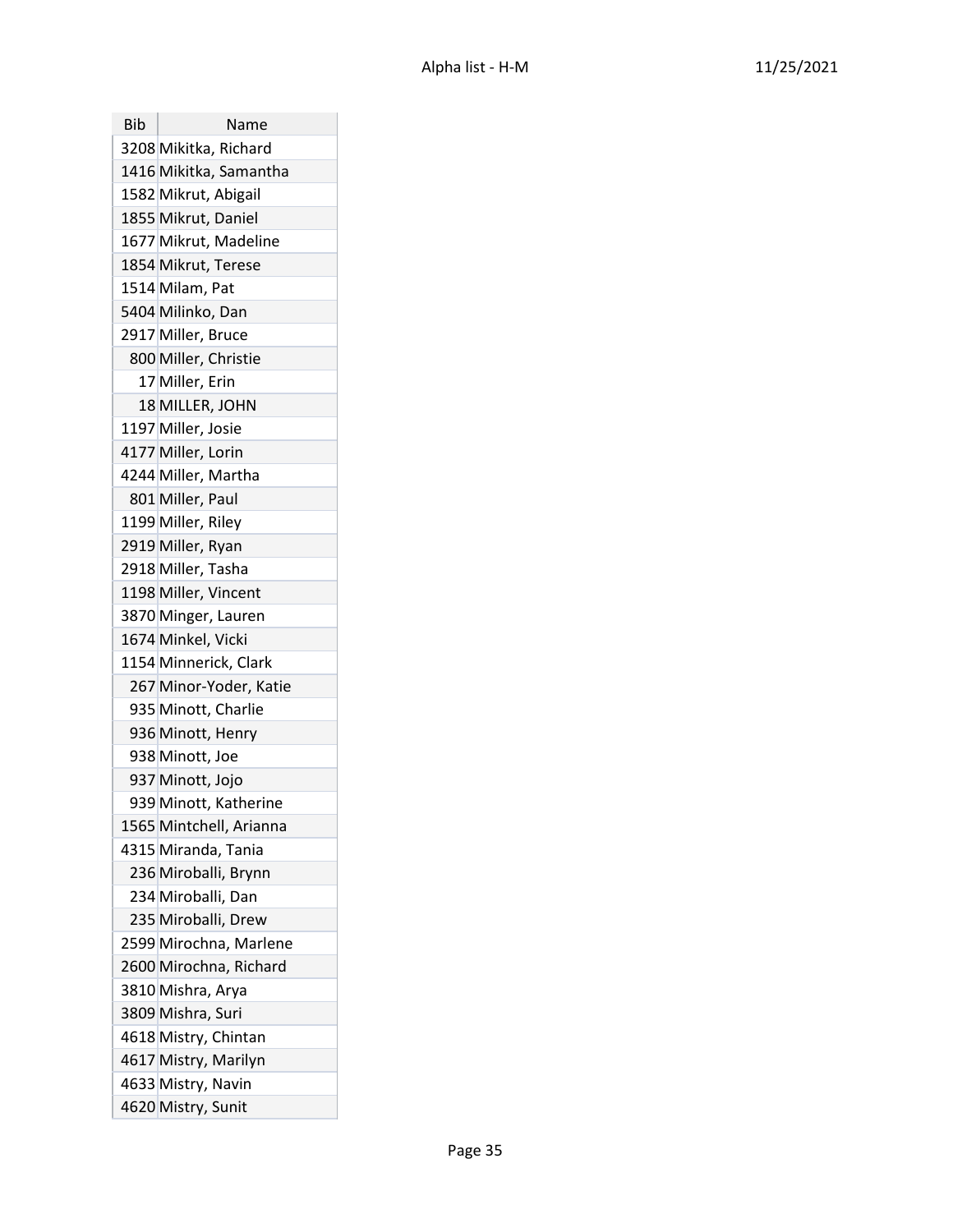| Bib | Name |
|---|---|
| 3208 | Mikitka, Richard |
| 1416 | Mikitka, Samantha |
| 1582 | Mikrut, Abigail |
| 1855 | Mikrut, Daniel |
| 1677 | Mikrut, Madeline |
| 1854 | Mikrut, Terese |
| 1514 | Milam, Pat |
| 5404 | Milinko, Dan |
| 2917 | Miller, Bruce |
| 800 | Miller, Christie |
| 17 | Miller, Erin |
| 18 | MILLER, JOHN |
| 1197 | Miller, Josie |
| 4177 | Miller, Lorin |
| 4244 | Miller, Martha |
| 801 | Miller, Paul |
| 1199 | Miller, Riley |
| 2919 | Miller, Ryan |
| 2918 | Miller, Tasha |
| 1198 | Miller, Vincent |
| 3870 | Minger, Lauren |
| 1674 | Minkel, Vicki |
| 1154 | Minnerick, Clark |
| 267 | Minor-Yoder, Katie |
| 935 | Minott, Charlie |
| 936 | Minott, Henry |
| 938 | Minott, Joe |
| 937 | Minott, Jojo |
| 939 | Minott, Katherine |
| 1565 | Mintchell, Arianna |
| 4315 | Miranda, Tania |
| 236 | Miroballi, Brynn |
| 234 | Miroballi, Dan |
| 235 | Miroballi, Drew |
| 2599 | Mirochna, Marlene |
| 2600 | Mirochna, Richard |
| 3810 | Mishra, Arya |
| 3809 | Mishra, Suri |
| 4618 | Mistry, Chintan |
| 4617 | Mistry, Marilyn |
| 4633 | Mistry, Navin |
| 4620 | Mistry, Sunit |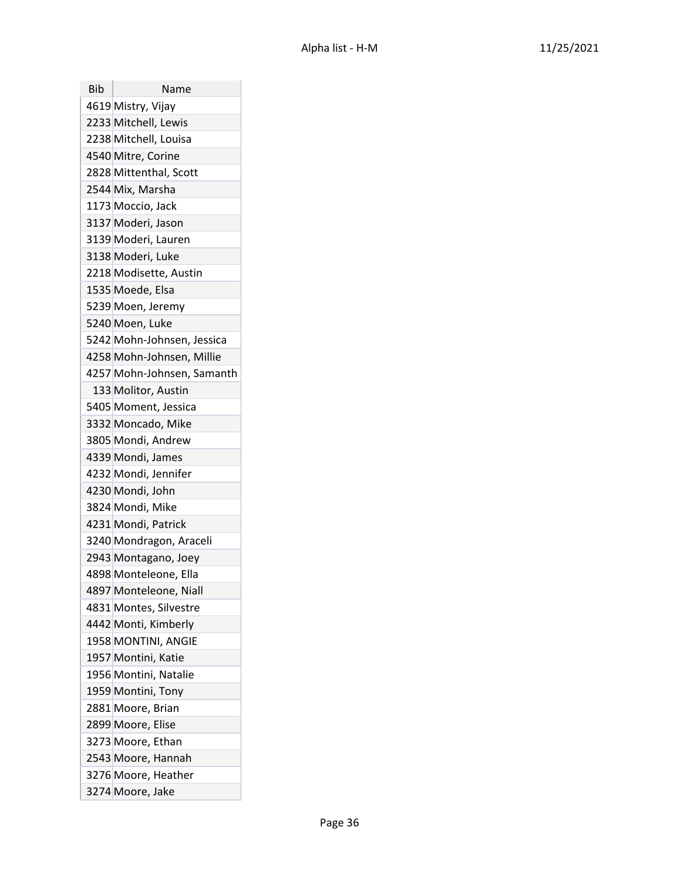| Bib | Name |
|---|---|
| 4619 | Mistry, Vijay |
| 2233 | Mitchell, Lewis |
| 2238 | Mitchell, Louisa |
| 4540 | Mitre, Corine |
| 2828 | Mittenthal, Scott |
| 2544 | Mix, Marsha |
| 1173 | Moccio, Jack |
| 3137 | Moderi, Jason |
| 3139 | Moderi, Lauren |
| 3138 | Moderi, Luke |
| 2218 | Modisette, Austin |
| 1535 | Moede, Elsa |
| 5239 | Moen, Jeremy |
| 5240 | Moen, Luke |
| 5242 | Mohn-Johnsen, Jessica |
| 4258 | Mohn-Johnsen, Millie |
| 4257 | Mohn-Johnsen, Samanth |
| 133 | Molitor, Austin |
| 5405 | Moment, Jessica |
| 3332 | Moncado, Mike |
| 3805 | Mondi, Andrew |
| 4339 | Mondi, James |
| 4232 | Mondi, Jennifer |
| 4230 | Mondi, John |
| 3824 | Mondi, Mike |
| 4231 | Mondi, Patrick |
| 3240 | Mondragon, Araceli |
| 2943 | Montagano, Joey |
| 4898 | Monteleone, Ella |
| 4897 | Monteleone, Niall |
| 4831 | Montes, Silvestre |
| 4442 | Monti, Kimberly |
| 1958 | MONTINI, ANGIE |
| 1957 | Montini, Katie |
| 1956 | Montini, Natalie |
| 1959 | Montini, Tony |
| 2881 | Moore, Brian |
| 2899 | Moore, Elise |
| 3273 | Moore, Ethan |
| 2543 | Moore, Hannah |
| 3276 | Moore, Heather |
| 3274 | Moore, Jake |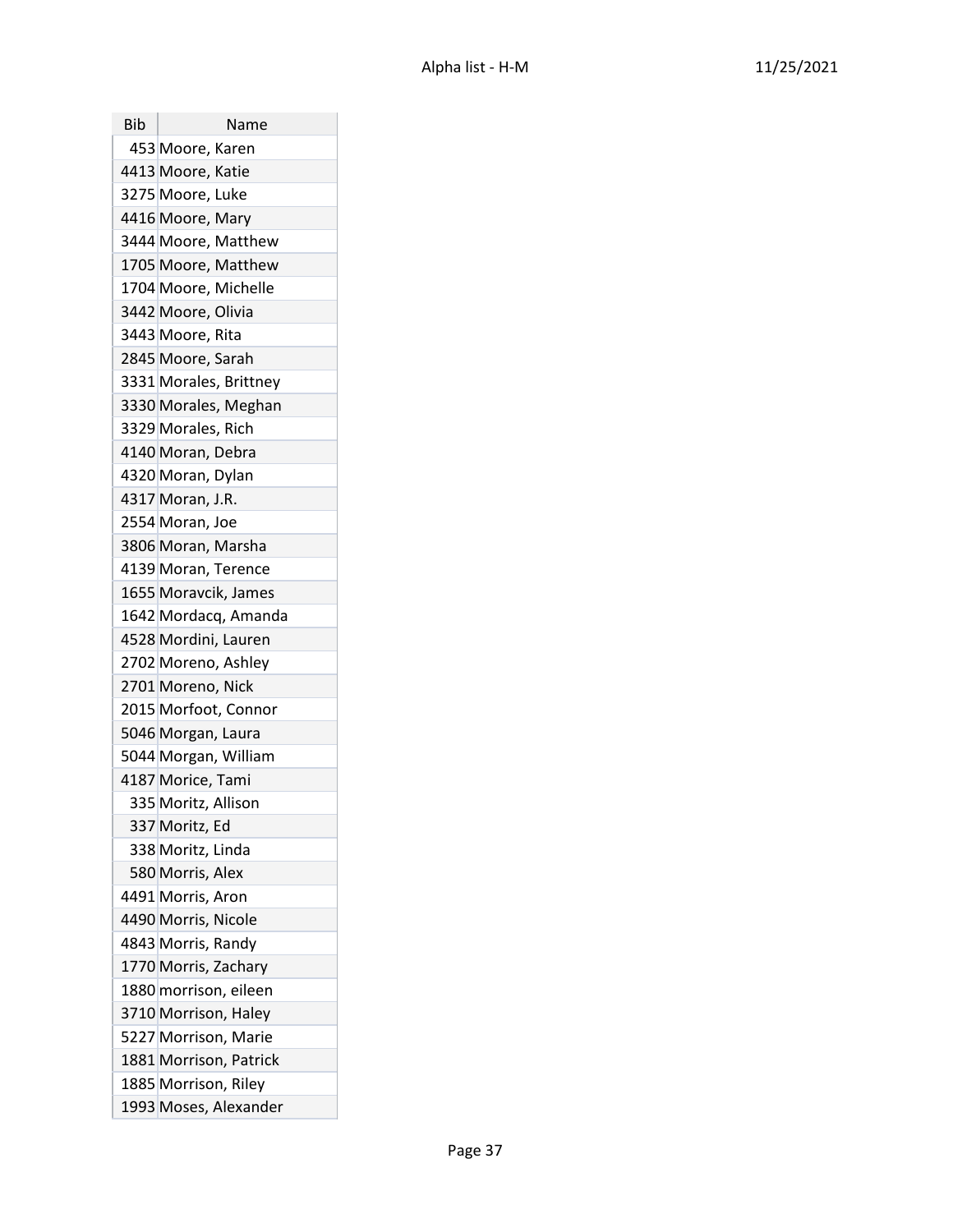| Bib | Name |
| --- | --- |
| 453 | Moore, Karen |
| 4413 | Moore, Katie |
| 3275 | Moore, Luke |
| 4416 | Moore, Mary |
| 3444 | Moore, Matthew |
| 1705 | Moore, Matthew |
| 1704 | Moore, Michelle |
| 3442 | Moore, Olivia |
| 3443 | Moore, Rita |
| 2845 | Moore, Sarah |
| 3331 | Morales, Brittney |
| 3330 | Morales, Meghan |
| 3329 | Morales, Rich |
| 4140 | Moran, Debra |
| 4320 | Moran, Dylan |
| 4317 | Moran, J.R. |
| 2554 | Moran, Joe |
| 3806 | Moran, Marsha |
| 4139 | Moran, Terence |
| 1655 | Moravcik, James |
| 1642 | Mordacq, Amanda |
| 4528 | Mordini, Lauren |
| 2702 | Moreno, Ashley |
| 2701 | Moreno, Nick |
| 2015 | Morfoot, Connor |
| 5046 | Morgan, Laura |
| 5044 | Morgan, William |
| 4187 | Morice, Tami |
| 335 | Moritz, Allison |
| 337 | Moritz, Ed |
| 338 | Moritz, Linda |
| 580 | Morris, Alex |
| 4491 | Morris, Aron |
| 4490 | Morris, Nicole |
| 4843 | Morris, Randy |
| 1770 | Morris, Zachary |
| 1880 | morrison, eileen |
| 3710 | Morrison, Haley |
| 5227 | Morrison, Marie |
| 1881 | Morrison, Patrick |
| 1885 | Morrison, Riley |
| 1993 | Moses, Alexander |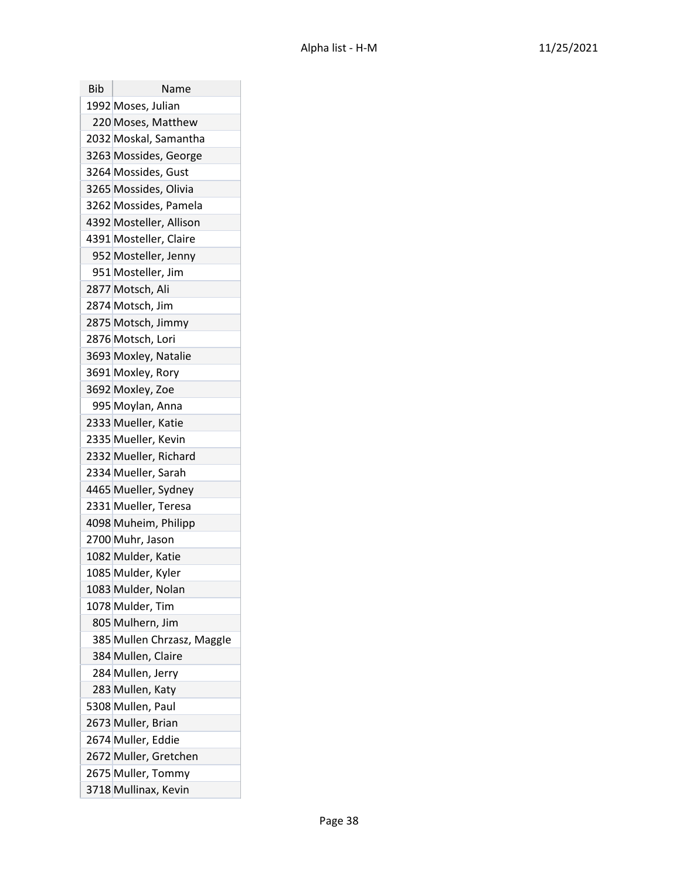| Bib | Name |
|---|---|
| 1992 | Moses, Julian |
| 220 | Moses, Matthew |
| 2032 | Moskal, Samantha |
| 3263 | Mossides, George |
| 3264 | Mossides, Gust |
| 3265 | Mossides, Olivia |
| 3262 | Mossides, Pamela |
| 4392 | Mosteller, Allison |
| 4391 | Mosteller, Claire |
| 952 | Mosteller, Jenny |
| 951 | Mosteller, Jim |
| 2877 | Motsch, Ali |
| 2874 | Motsch, Jim |
| 2875 | Motsch, Jimmy |
| 2876 | Motsch, Lori |
| 3693 | Moxley, Natalie |
| 3691 | Moxley, Rory |
| 3692 | Moxley, Zoe |
| 995 | Moylan, Anna |
| 2333 | Mueller, Katie |
| 2335 | Mueller, Kevin |
| 2332 | Mueller, Richard |
| 2334 | Mueller, Sarah |
| 4465 | Mueller, Sydney |
| 2331 | Mueller, Teresa |
| 4098 | Muheim, Philipp |
| 2700 | Muhr, Jason |
| 1082 | Mulder, Katie |
| 1085 | Mulder, Kyler |
| 1083 | Mulder, Nolan |
| 1078 | Mulder, Tim |
| 805 | Mulhern, Jim |
| 385 | Mullen Chrzasz, Maggle |
| 384 | Mullen, Claire |
| 284 | Mullen, Jerry |
| 283 | Mullen, Katy |
| 5308 | Mullen, Paul |
| 2673 | Muller, Brian |
| 2674 | Muller, Eddie |
| 2672 | Muller, Gretchen |
| 2675 | Muller, Tommy |
| 3718 | Mullinax, Kevin |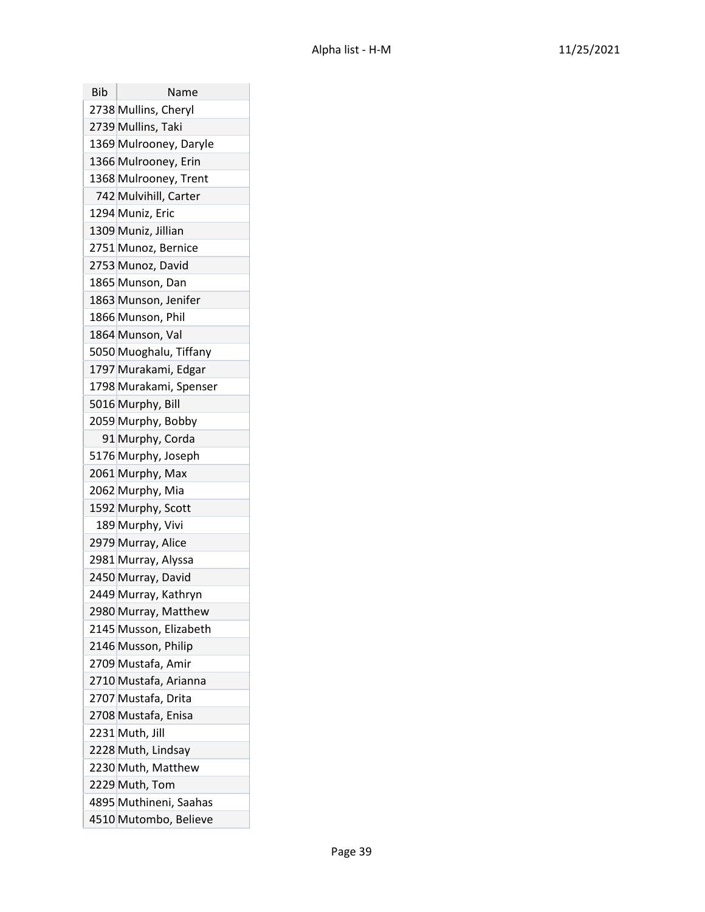| Bib | Name |
|---|---|
| 2738 | Mullins, Cheryl |
| 2739 | Mullins, Taki |
| 1369 | Mulrooney, Daryle |
| 1366 | Mulrooney, Erin |
| 1368 | Mulrooney, Trent |
| 742 | Mulvihill, Carter |
| 1294 | Muniz, Eric |
| 1309 | Muniz, Jillian |
| 2751 | Munoz, Bernice |
| 2753 | Munoz, David |
| 1865 | Munson, Dan |
| 1863 | Munson, Jenifer |
| 1866 | Munson, Phil |
| 1864 | Munson, Val |
| 5050 | Muoghalu, Tiffany |
| 1797 | Murakami, Edgar |
| 1798 | Murakami, Spenser |
| 5016 | Murphy, Bill |
| 2059 | Murphy, Bobby |
| 91 | Murphy, Corda |
| 5176 | Murphy, Joseph |
| 2061 | Murphy, Max |
| 2062 | Murphy, Mia |
| 1592 | Murphy, Scott |
| 189 | Murphy, Vivi |
| 2979 | Murray, Alice |
| 2981 | Murray, Alyssa |
| 2450 | Murray, David |
| 2449 | Murray, Kathryn |
| 2980 | Murray, Matthew |
| 2145 | Musson, Elizabeth |
| 2146 | Musson, Philip |
| 2709 | Mustafa, Amir |
| 2710 | Mustafa, Arianna |
| 2707 | Mustafa, Drita |
| 2708 | Mustafa, Enisa |
| 2231 | Muth, Jill |
| 2228 | Muth, Lindsay |
| 2230 | Muth, Matthew |
| 2229 | Muth, Tom |
| 4895 | Muthineni, Saahas |
| 4510 | Mutombo, Believe |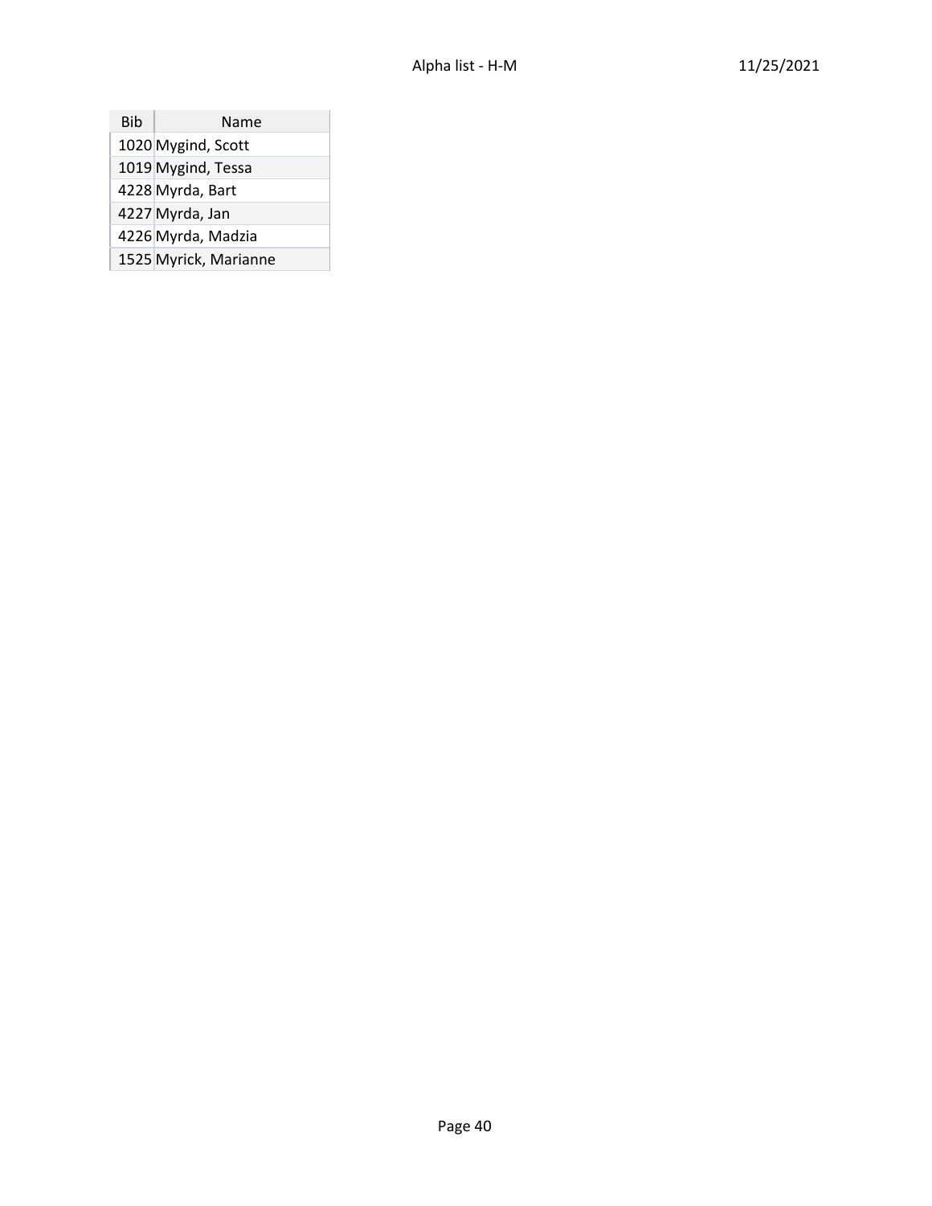| Bib | Name |
|---|---|
| 1020 | Mygind, Scott |
| 1019 | Mygind, Tessa |
| 4228 | Myrda, Bart |
| 4227 | Myrda, Jan |
| 4226 | Myrda, Madzia |
| 1525 | Myrick, Marianne |